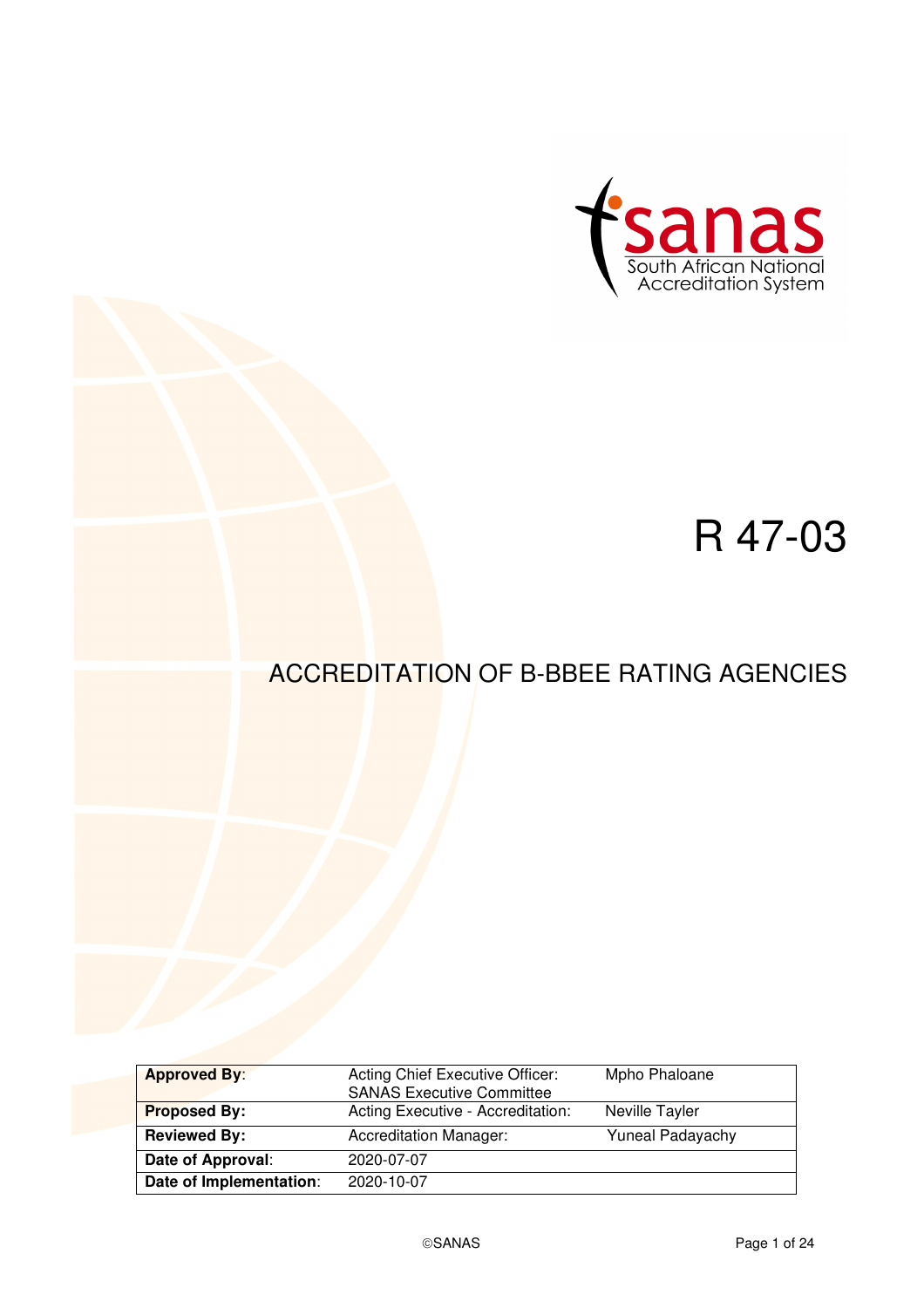sanas

South African National Accreditation System

# R 47-03

## ACCREDITATION OF B-BBEE RATING AGENCIES

| **Approved By**: | Acting Chief Executive Officer: SANAS Executive Committee | Mpho Phaloane |
|---|---|---|
| **Proposed By:** | Acting Executive - Accreditation: | Neville Tayler |
| **Reviewed By:** | Accreditation Manager: | Yuneal Padayachy |
| **Date of Approval**: | 2020-07-07 | |
| **Date of Implementation**: | 2020-10-07 | |

©SANAS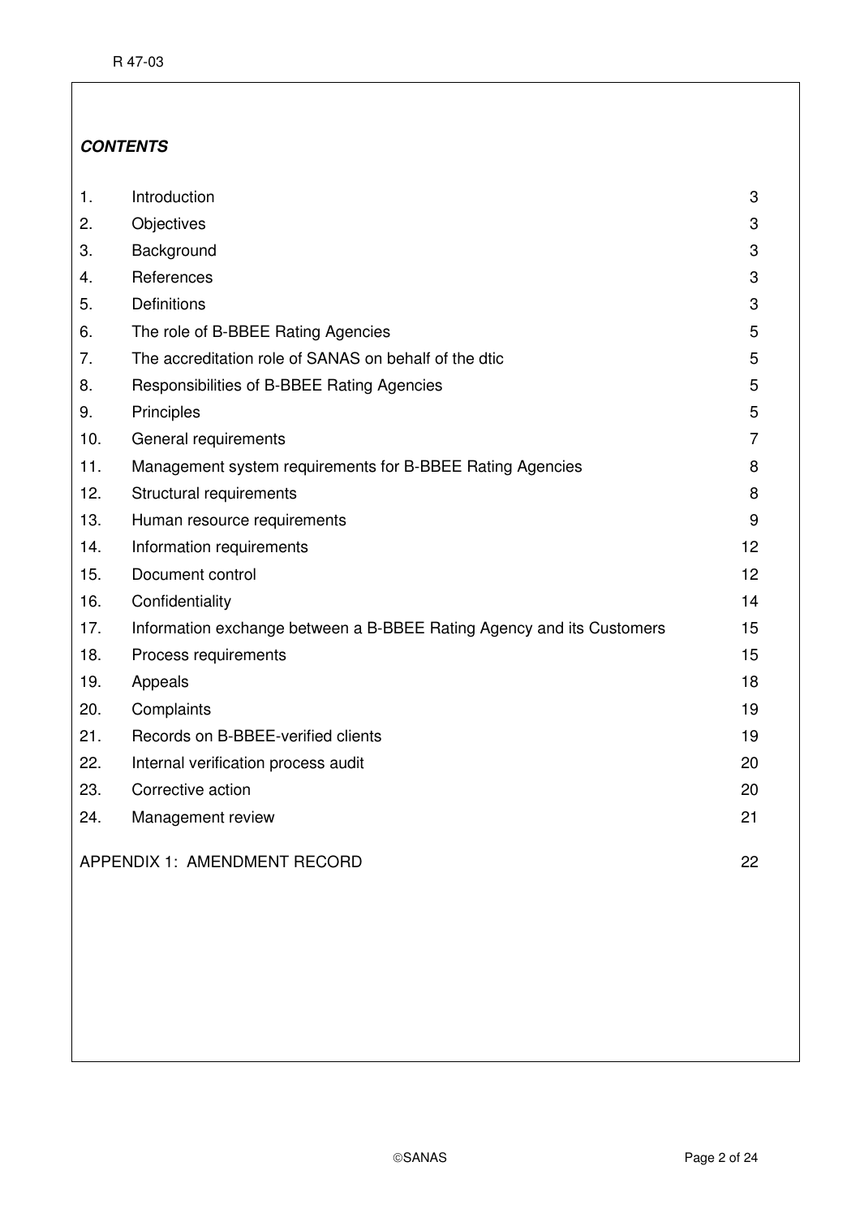***CONTENTS***

| | | |
|---|---|---|
| 1. | Introduction | 3 |
| 2. | Objectives | 3 |
| 3. | Background | 3 |
| 4. | References | 3 |
| 5. | Definitions | 3 |
| 6. | The role of B-BBEE Rating Agencies | 5 |
| 7. | The accreditation role of SANAS on behalf of the dtic | 5 |
| 8. | Responsibilities of B-BBEE Rating Agencies | 5 |
| 9. | Principles | 5 |
| 10. | General requirements | 7 |
| 11. | Management system requirements for B-BBEE Rating Agencies | 8 |
| 12. | Structural requirements | 8 |
| 13. | Human resource requirements | 9 |
| 14. | Information requirements | 12 |
| 15. | Document control | 12 |
| 16. | Confidentiality | 14 |
| 17. | Information exchange between a B-BBEE Rating Agency and its Customers | 15 |
| 18. | Process requirements | 15 |
| 19. | Appeals | 18 |
| 20. | Complaints | 19 |
| 21. | Records on B-BBEE-verified clients | 19 |
| 22. | Internal verification process audit | 20 |
| 23. | Corrective action | 20 |
| 24. | Management review | 21 |

APPENDIX 1: AMENDMENT RECORD 22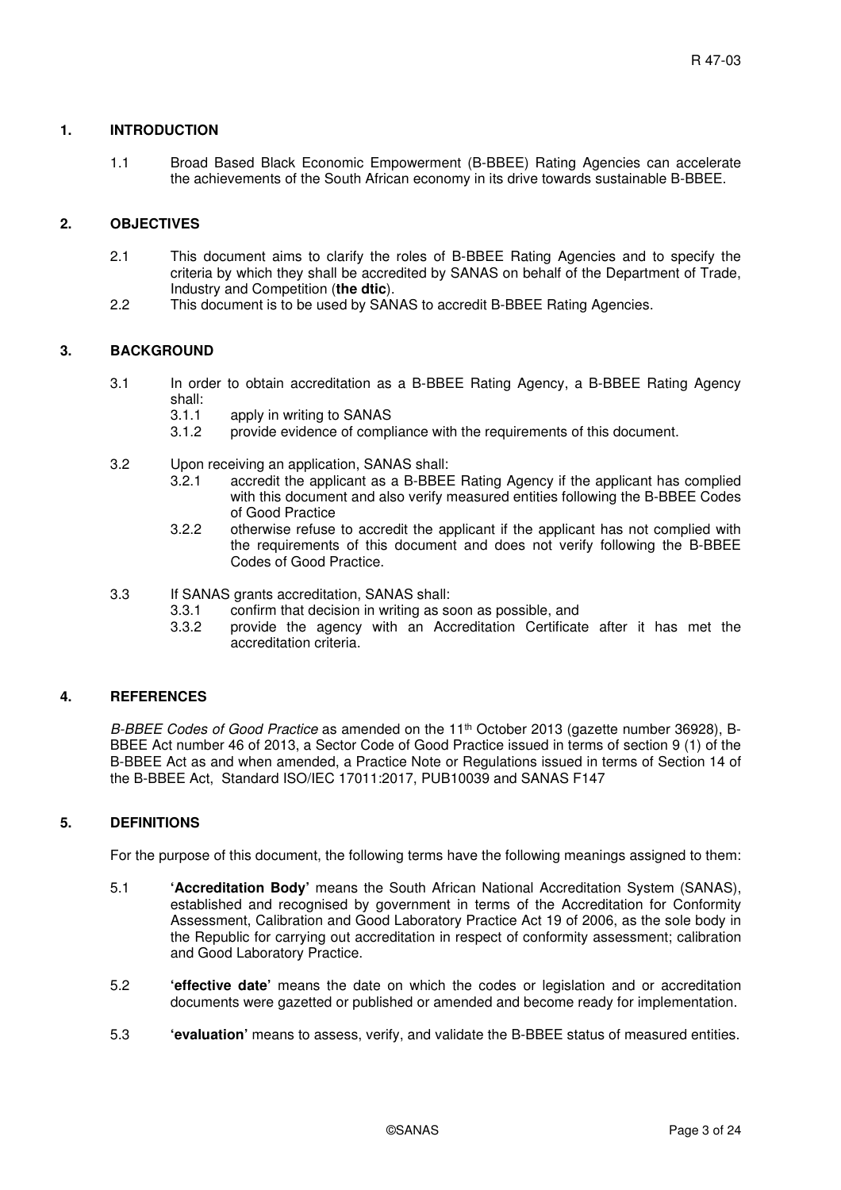## 1. INTRODUCTION

1.1 Broad Based Black Economic Empowerment (B-BBEE) Rating Agencies can accelerate the achievements of the South African economy in its drive towards sustainable B-BBEE.

## 2. OBJECTIVES

2.1 This document aims to clarify the roles of B-BBEE Rating Agencies and to specify the criteria by which they shall be accredited by SANAS on behalf of the Department of Trade, Industry and Competition (**the dtic**).

2.2 This document is to be used by SANAS to accredit B-BBEE Rating Agencies.

## 3. BACKGROUND

3.1 In order to obtain accreditation as a B-BBEE Rating Agency, a B-BBEE Rating Agency shall:

- 3.1.1 apply in writing to SANAS
- 3.1.2 provide evidence of compliance with the requirements of this document.

3.2 Upon receiving an application, SANAS shall:

- 3.2.1 accredit the applicant as a B-BBEE Rating Agency if the applicant has complied with this document and also verify measured entities following the B-BBEE Codes of Good Practice
- 3.2.2 otherwise refuse to accredit the applicant if the applicant has not complied with the requirements of this document and does not verify following the B-BBEE Codes of Good Practice.

3.3 If SANAS grants accreditation, SANAS shall:

- 3.3.1 confirm that decision in writing as soon as possible, and
- 3.3.2 provide the agency with an Accreditation Certificate after it has met the accreditation criteria.

## 4. REFERENCES

*B-BBEE Codes of Good Practice* as amended on the 11th October 2013 (gazette number 36928), B-BBEE Act number 46 of 2013, a Sector Code of Good Practice issued in terms of section 9 (1) of the B-BBEE Act as and when amended, a Practice Note or Regulations issued in terms of Section 14 of the B-BBEE Act, Standard ISO/IEC 17011:2017, PUB10039 and SANAS F147

## 5. DEFINITIONS

For the purpose of this document, the following terms have the following meanings assigned to them:

5.1 **'Accreditation Body'** means the South African National Accreditation System (SANAS), established and recognised by government in terms of the Accreditation for Conformity Assessment, Calibration and Good Laboratory Practice Act 19 of 2006, as the sole body in the Republic for carrying out accreditation in respect of conformity assessment; calibration and Good Laboratory Practice.

5.2 **'effective date'** means the date on which the codes or legislation and or accreditation documents were gazetted or published or amended and become ready for implementation.

5.3 **'evaluation'** means to assess, verify, and validate the B-BBEE status of measured entities.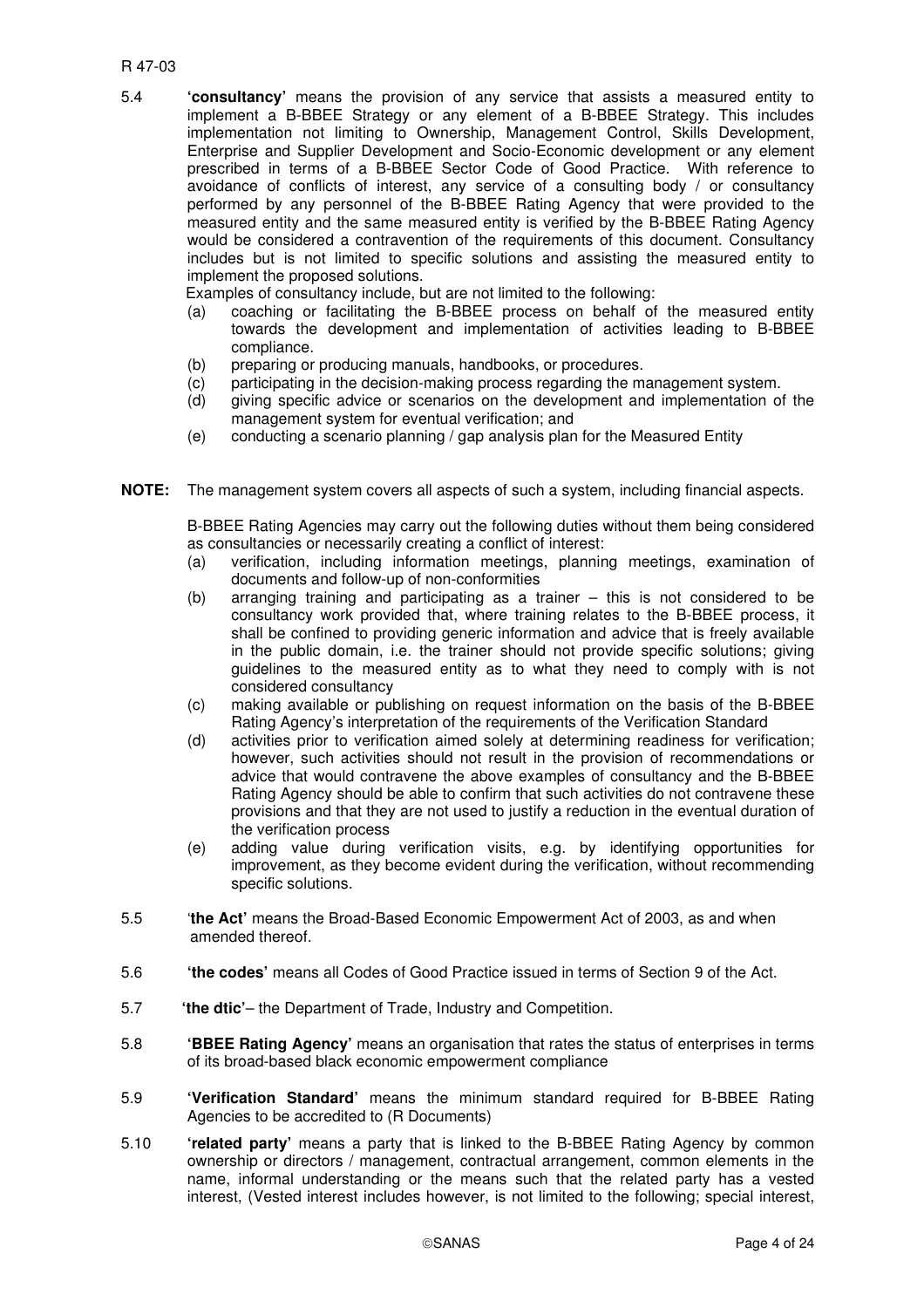5.4 **'consultancy'** means the provision of any service that assists a measured entity to implement a B-BBEE Strategy or any element of a B-BBEE Strategy. This includes implementation not limiting to Ownership, Management Control, Skills Development, Enterprise and Supplier Development and Socio-Economic development or any element prescribed in terms of a B-BBEE Sector Code of Good Practice. With reference to avoidance of conflicts of interest, any service of a consulting body / or consultancy performed by any personnel of the B-BBEE Rating Agency that were provided to the measured entity and the same measured entity is verified by the B-BBEE Rating Agency would be considered a contravention of the requirements of this document. Consultancy includes but is not limited to specific solutions and assisting the measured entity to implement the proposed solutions.

Examples of consultancy include, but are not limited to the following:

(a) coaching or facilitating the B-BBEE process on behalf of the measured entity towards the development and implementation of activities leading to B-BBEE compliance.
(b) preparing or producing manuals, handbooks, or procedures.
(c) participating in the decision-making process regarding the management system.
(d) giving specific advice or scenarios on the development and implementation of the management system for eventual verification; and
(e) conducting a scenario planning / gap analysis plan for the Measured Entity

**NOTE:** The management system covers all aspects of such a system, including financial aspects.

B-BBEE Rating Agencies may carry out the following duties without them being considered as consultancies or necessarily creating a conflict of interest:

(a) verification, including information meetings, planning meetings, examination of documents and follow-up of non-conformities
(b) arranging training and participating as a trainer – this is not considered to be consultancy work provided that, where training relates to the B-BBEE process, it shall be confined to providing generic information and advice that is freely available in the public domain, i.e. the trainer should not provide specific solutions; giving guidelines to the measured entity as to what they need to comply with is not considered consultancy
(c) making available or publishing on request information on the basis of the B-BBEE Rating Agency's interpretation of the requirements of the Verification Standard
(d) activities prior to verification aimed solely at determining readiness for verification; however, such activities should not result in the provision of recommendations or advice that would contravene the above examples of consultancy and the B-BBEE Rating Agency should be able to confirm that such activities do not contravene these provisions and that they are not used to justify a reduction in the eventual duration of the verification process
(e) adding value during verification visits, e.g. by identifying opportunities for improvement, as they become evident during the verification, without recommending specific solutions.

5.5 '**the Act'** means the Broad-Based Economic Empowerment Act of 2003, as and when amended thereof.

5.6 **'the codes'** means all Codes of Good Practice issued in terms of Section 9 of the Act.

5.7 **'the dtic'**– the Department of Trade, Industry and Competition.

5.8 **'BBEE Rating Agency'** means an organisation that rates the status of enterprises in terms of its broad-based black economic empowerment compliance

5.9 **'Verification Standard'** means the minimum standard required for B-BBEE Rating Agencies to be accredited to (R Documents)

5.10 **'related party'** means a party that is linked to the B-BBEE Rating Agency by common ownership or directors / management, contractual arrangement, common elements in the name, informal understanding or the means such that the related party has a vested interest, (Vested interest includes however, is not limited to the following; special interest,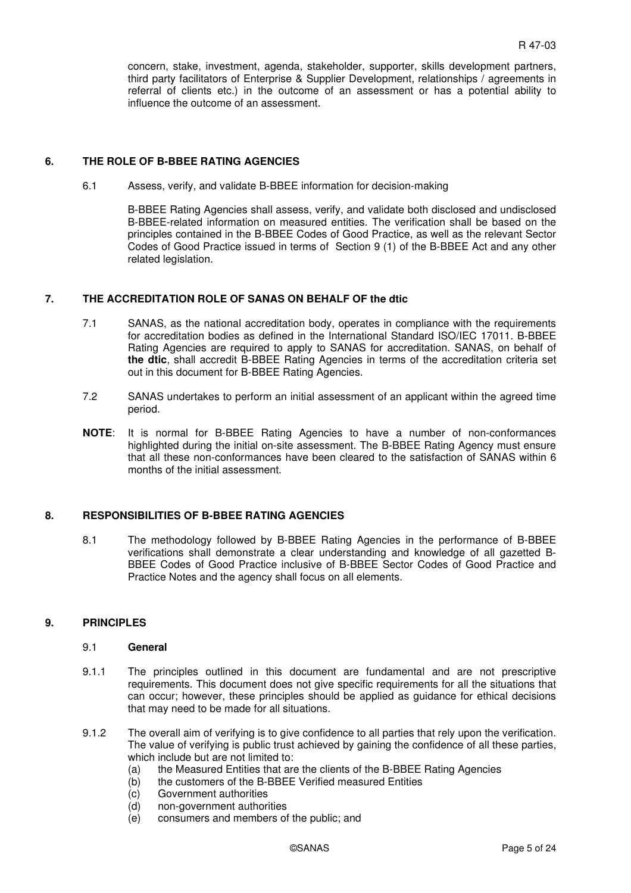concern, stake, investment, agenda, stakeholder, supporter, skills development partners, third party facilitators of Enterprise & Supplier Development, relationships / agreements in referral of clients etc.) in the outcome of an assessment or has a potential ability to influence the outcome of an assessment.

## 6. THE ROLE OF B-BBEE RATING AGENCIES

6.1 Assess, verify, and validate B-BBEE information for decision-making

B-BBEE Rating Agencies shall assess, verify, and validate both disclosed and undisclosed B-BBEE-related information on measured entities. The verification shall be based on the principles contained in the B-BBEE Codes of Good Practice, as well as the relevant Sector Codes of Good Practice issued in terms of Section 9 (1) of the B-BBEE Act and any other related legislation.

## 7. THE ACCREDITATION ROLE OF SANAS ON BEHALF OF the dtic

7.1 SANAS, as the national accreditation body, operates in compliance with the requirements for accreditation bodies as defined in the International Standard ISO/IEC 17011. B-BBEE Rating Agencies are required to apply to SANAS for accreditation. SANAS, on behalf of **the dtic**, shall accredit B-BBEE Rating Agencies in terms of the accreditation criteria set out in this document for B-BBEE Rating Agencies.

7.2 SANAS undertakes to perform an initial assessment of an applicant within the agreed time period.

**NOTE**: It is normal for B-BBEE Rating Agencies to have a number of non-conformances highlighted during the initial on-site assessment. The B-BBEE Rating Agency must ensure that all these non-conformances have been cleared to the satisfaction of SANAS within 6 months of the initial assessment.

## 8. RESPONSIBILITIES OF B-BBEE RATING AGENCIES

8.1 The methodology followed by B-BBEE Rating Agencies in the performance of B-BBEE verifications shall demonstrate a clear understanding and knowledge of all gazetted B-BBEE Codes of Good Practice inclusive of B-BBEE Sector Codes of Good Practice and Practice Notes and the agency shall focus on all elements.

## 9. PRINCIPLES

### 9.1 General

9.1.1 The principles outlined in this document are fundamental and are not prescriptive requirements. This document does not give specific requirements for all the situations that can occur; however, these principles should be applied as guidance for ethical decisions that may need to be made for all situations.

9.1.2 The overall aim of verifying is to give confidence to all parties that rely upon the verification. The value of verifying is public trust achieved by gaining the confidence of all these parties, which include but are not limited to:

(a) the Measured Entities that are the clients of the B-BBEE Rating Agencies
(b) the customers of the B-BBEE Verified measured Entities
(c) Government authorities
(d) non-government authorities
(e) consumers and members of the public; and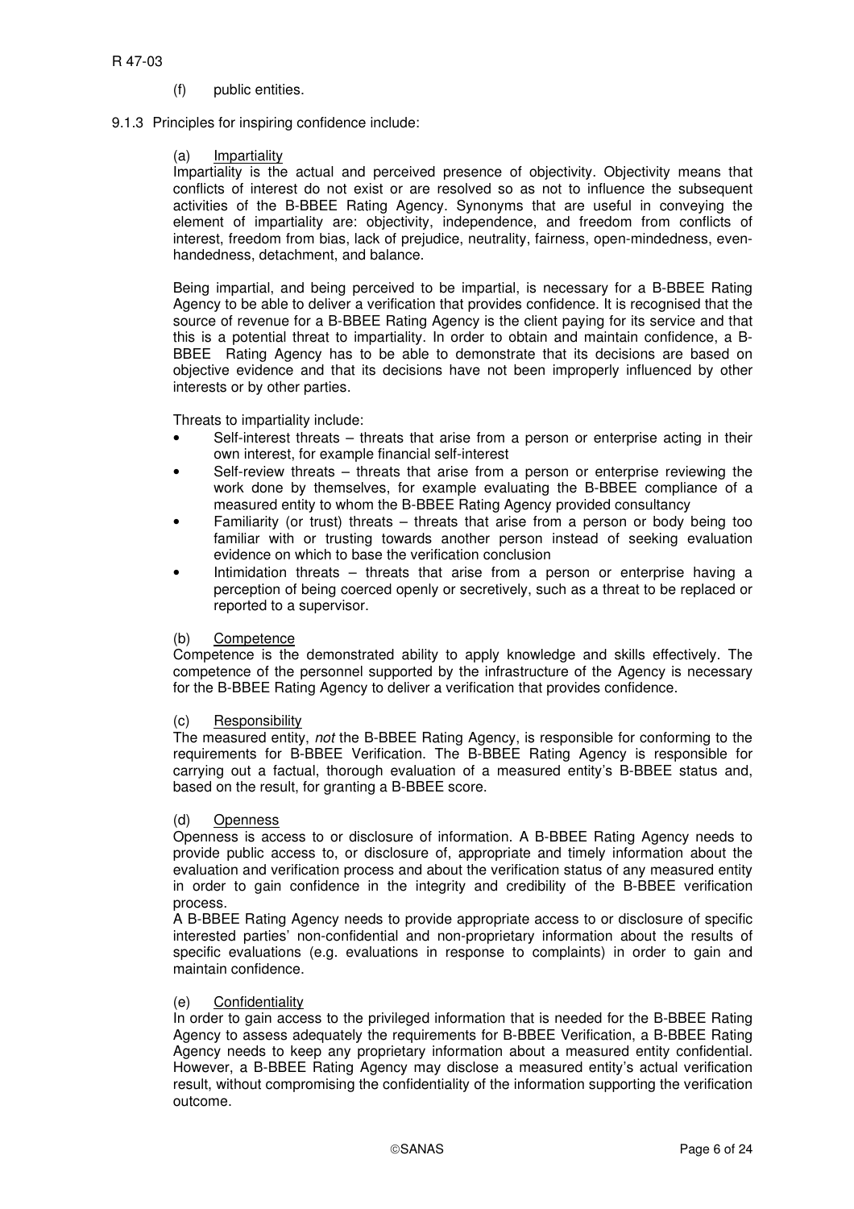(f) public entities.

9.1.3 Principles for inspiring confidence include:

(a) Impartiality

Impartiality is the actual and perceived presence of objectivity. Objectivity means that conflicts of interest do not exist or are resolved so as not to influence the subsequent activities of the B-BBEE Rating Agency. Synonyms that are useful in conveying the element of impartiality are: objectivity, independence, and freedom from conflicts of interest, freedom from bias, lack of prejudice, neutrality, fairness, open-mindedness, even-handedness, detachment, and balance.

Being impartial, and being perceived to be impartial, is necessary for a B-BBEE Rating Agency to be able to deliver a verification that provides confidence. It is recognised that the source of revenue for a B-BBEE Rating Agency is the client paying for its service and that this is a potential threat to impartiality. In order to obtain and maintain confidence, a B-BBEE Rating Agency has to be able to demonstrate that its decisions are based on objective evidence and that its decisions have not been improperly influenced by other interests or by other parties.

Threats to impartiality include:

- Self-interest threats – threats that arise from a person or enterprise acting in their own interest, for example financial self-interest
- Self-review threats – threats that arise from a person or enterprise reviewing the work done by themselves, for example evaluating the B-BBEE compliance of a measured entity to whom the B-BBEE Rating Agency provided consultancy
- Familiarity (or trust) threats – threats that arise from a person or body being too familiar with or trusting towards another person instead of seeking evaluation evidence on which to base the verification conclusion
- Intimidation threats – threats that arise from a person or enterprise having a perception of being coerced openly or secretively, such as a threat to be replaced or reported to a supervisor.

(b) Competence

Competence is the demonstrated ability to apply knowledge and skills effectively. The competence of the personnel supported by the infrastructure of the Agency is necessary for the B-BBEE Rating Agency to deliver a verification that provides confidence.

(c) Responsibility

The measured entity, *not* the B-BBEE Rating Agency, is responsible for conforming to the requirements for B-BBEE Verification. The B-BBEE Rating Agency is responsible for carrying out a factual, thorough evaluation of a measured entity's B-BBEE status and, based on the result, for granting a B-BBEE score.

(d) Openness

Openness is access to or disclosure of information. A B-BBEE Rating Agency needs to provide public access to, or disclosure of, appropriate and timely information about the evaluation and verification process and about the verification status of any measured entity in order to gain confidence in the integrity and credibility of the B-BBEE verification process.

A B-BBEE Rating Agency needs to provide appropriate access to or disclosure of specific interested parties' non-confidential and non-proprietary information about the results of specific evaluations (e.g. evaluations in response to complaints) in order to gain and maintain confidence.

(e) Confidentiality

In order to gain access to the privileged information that is needed for the B-BBEE Rating Agency to assess adequately the requirements for B-BBEE Verification, a B-BBEE Rating Agency needs to keep any proprietary information about a measured entity confidential. However, a B-BBEE Rating Agency may disclose a measured entity's actual verification result, without compromising the confidentiality of the information supporting the verification outcome.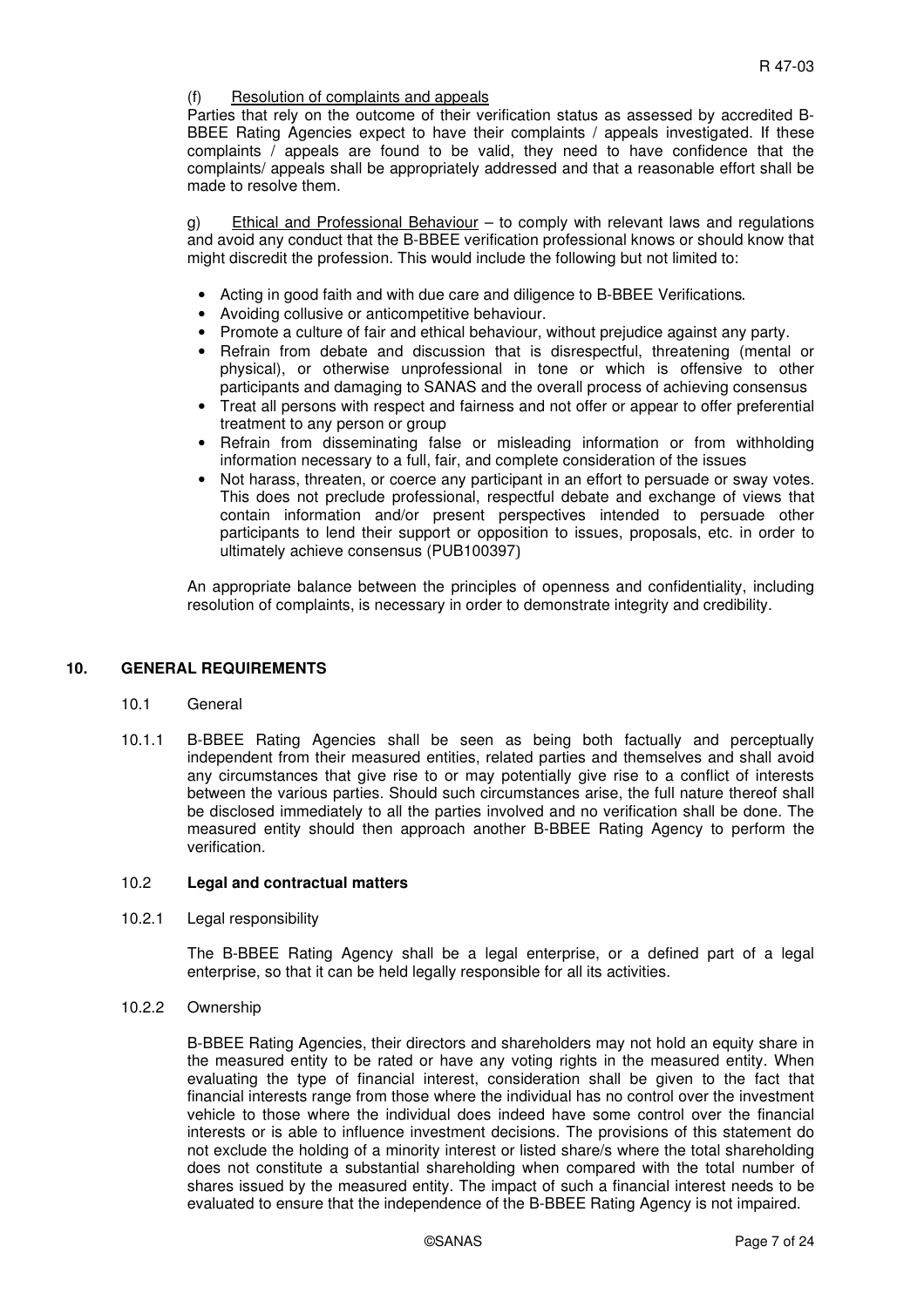(f) Resolution of complaints and appeals

Parties that rely on the outcome of their verification status as assessed by accredited B-BBEE Rating Agencies expect to have their complaints / appeals investigated. If these complaints / appeals are found to be valid, they need to have confidence that the complaints/ appeals shall be appropriately addressed and that a reasonable effort shall be made to resolve them.

g) Ethical and Professional Behaviour – to comply with relevant laws and regulations and avoid any conduct that the B-BBEE verification professional knows or should know that might discredit the profession. This would include the following but not limited to:

- Acting in good faith and with due care and diligence to B-BBEE Verifications.
- Avoiding collusive or anticompetitive behaviour.
- Promote a culture of fair and ethical behaviour, without prejudice against any party.
- Refrain from debate and discussion that is disrespectful, threatening (mental or physical), or otherwise unprofessional in tone or which is offensive to other participants and damaging to SANAS and the overall process of achieving consensus
- Treat all persons with respect and fairness and not offer or appear to offer preferential treatment to any person or group
- Refrain from disseminating false or misleading information or from withholding information necessary to a full, fair, and complete consideration of the issues
- Not harass, threaten, or coerce any participant in an effort to persuade or sway votes. This does not preclude professional, respectful debate and exchange of views that contain information and/or present perspectives intended to persuade other participants to lend their support or opposition to issues, proposals, etc. in order to ultimately achieve consensus (PUB100397)

An appropriate balance between the principles of openness and confidentiality, including resolution of complaints, is necessary in order to demonstrate integrity and credibility.

## 10. GENERAL REQUIREMENTS

10.1 General

10.1.1 B-BBEE Rating Agencies shall be seen as being both factually and perceptually independent from their measured entities, related parties and themselves and shall avoid any circumstances that give rise to or may potentially give rise to a conflict of interests between the various parties. Should such circumstances arise, the full nature thereof shall be disclosed immediately to all the parties involved and no verification shall be done. The measured entity should then approach another B-BBEE Rating Agency to perform the verification.

### 10.2 Legal and contractual matters

10.2.1 Legal responsibility

The B-BBEE Rating Agency shall be a legal enterprise, or a defined part of a legal enterprise, so that it can be held legally responsible for all its activities.

10.2.2 Ownership

B-BBEE Rating Agencies, their directors and shareholders may not hold an equity share in the measured entity to be rated or have any voting rights in the measured entity. When evaluating the type of financial interest, consideration shall be given to the fact that financial interests range from those where the individual has no control over the investment vehicle to those where the individual does indeed have some control over the financial interests or is able to influence investment decisions. The provisions of this statement do not exclude the holding of a minority interest or listed share/s where the total shareholding does not constitute a substantial shareholding when compared with the total number of shares issued by the measured entity. The impact of such a financial interest needs to be evaluated to ensure that the independence of the B-BBEE Rating Agency is not impaired.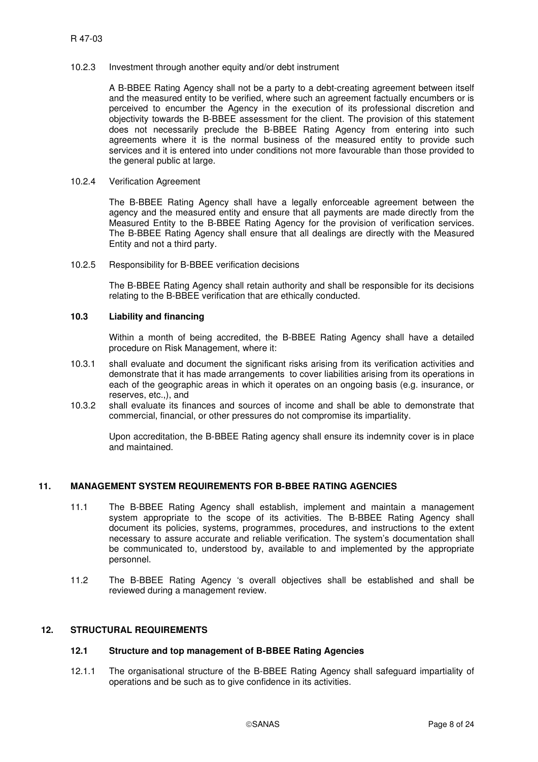10.2.3 Investment through another equity and/or debt instrument

A B-BBEE Rating Agency shall not be a party to a debt-creating agreement between itself and the measured entity to be verified, where such an agreement factually encumbers or is perceived to encumber the Agency in the execution of its professional discretion and objectivity towards the B-BBEE assessment for the client. The provision of this statement does not necessarily preclude the B-BBEE Rating Agency from entering into such agreements where it is the normal business of the measured entity to provide such services and it is entered into under conditions not more favourable than those provided to the general public at large.

10.2.4 Verification Agreement

The B-BBEE Rating Agency shall have a legally enforceable agreement between the agency and the measured entity and ensure that all payments are made directly from the Measured Entity to the B-BBEE Rating Agency for the provision of verification services. The B-BBEE Rating Agency shall ensure that all dealings are directly with the Measured Entity and not a third party.

10.2.5 Responsibility for B-BBEE verification decisions

The B-BBEE Rating Agency shall retain authority and shall be responsible for its decisions relating to the B-BBEE verification that are ethically conducted.

### 10.3 Liability and financing

Within a month of being accredited, the B-BBEE Rating Agency shall have a detailed procedure on Risk Management, where it:

10.3.1 shall evaluate and document the significant risks arising from its verification activities and demonstrate that it has made arrangements to cover liabilities arising from its operations in each of the geographic areas in which it operates on an ongoing basis (e.g. insurance, or reserves, etc.,), and

10.3.2 shall evaluate its finances and sources of income and shall be able to demonstrate that commercial, financial, or other pressures do not compromise its impartiality.

Upon accreditation, the B-BBEE Rating agency shall ensure its indemnity cover is in place and maintained.

## 11. MANAGEMENT SYSTEM REQUIREMENTS FOR B-BBEE RATING AGENCIES

11.1 The B-BBEE Rating Agency shall establish, implement and maintain a management system appropriate to the scope of its activities. The B-BBEE Rating Agency shall document its policies, systems, programmes, procedures, and instructions to the extent necessary to assure accurate and reliable verification. The system's documentation shall be communicated to, understood by, available to and implemented by the appropriate personnel.

11.2 The B-BBEE Rating Agency 's overall objectives shall be established and shall be reviewed during a management review.

## 12. STRUCTURAL REQUIREMENTS

### 12.1 Structure and top management of B-BBEE Rating Agencies

12.1.1 The organisational structure of the B-BBEE Rating Agency shall safeguard impartiality of operations and be such as to give confidence in its activities.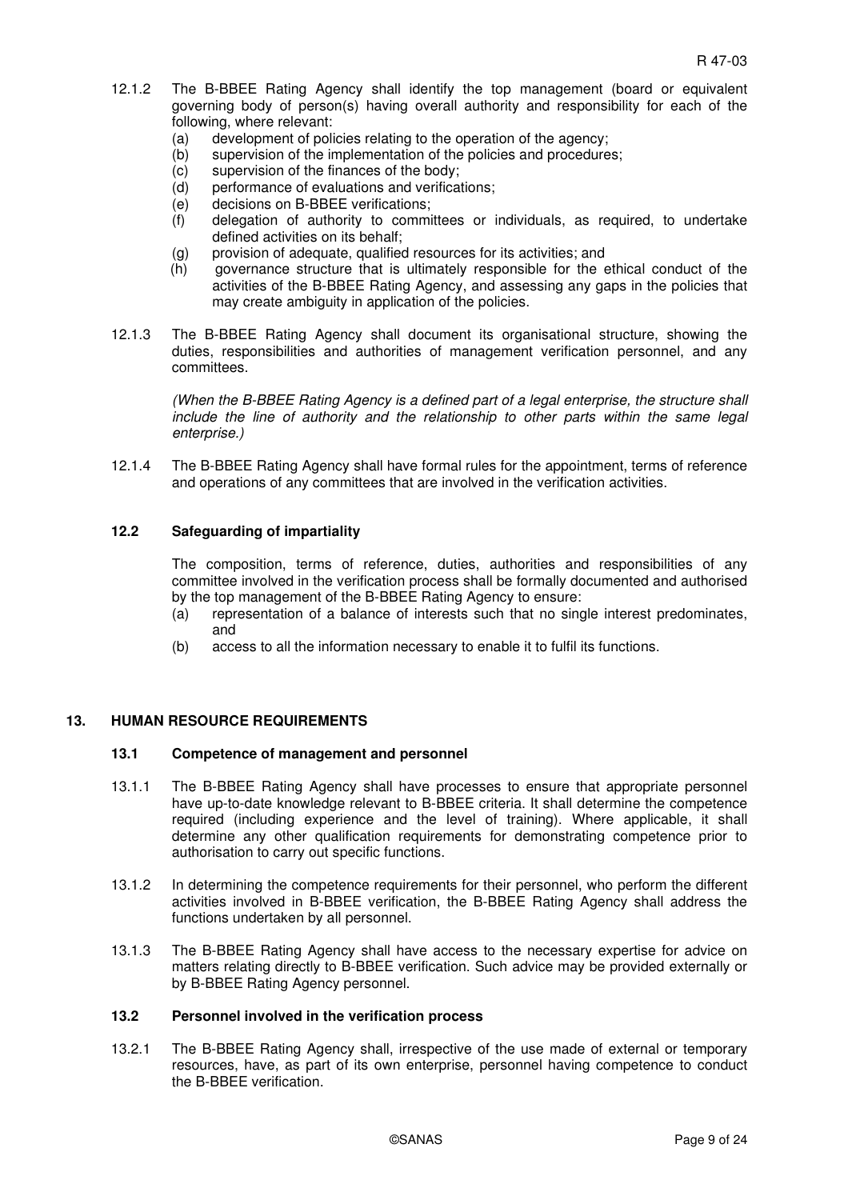12.1.2 The B-BBEE Rating Agency shall identify the top management (board or equivalent governing body of person(s) having overall authority and responsibility for each of the following, where relevant:

- (a) development of policies relating to the operation of the agency;
- (b) supervision of the implementation of the policies and procedures;
- (c) supervision of the finances of the body;
- (d) performance of evaluations and verifications;
- (e) decisions on B-BBEE verifications;
- (f) delegation of authority to committees or individuals, as required, to undertake defined activities on its behalf;
- (g) provision of adequate, qualified resources for its activities; and
- (h) governance structure that is ultimately responsible for the ethical conduct of the activities of the B-BBEE Rating Agency, and assessing any gaps in the policies that may create ambiguity in application of the policies.

12.1.3 The B-BBEE Rating Agency shall document its organisational structure, showing the duties, responsibilities and authorities of management verification personnel, and any committees.

*(When the B-BBEE Rating Agency is a defined part of a legal enterprise, the structure shall include the line of authority and the relationship to other parts within the same legal enterprise.)*

12.1.4 The B-BBEE Rating Agency shall have formal rules for the appointment, terms of reference and operations of any committees that are involved in the verification activities.

### 12.2 Safeguarding of impartiality

The composition, terms of reference, duties, authorities and responsibilities of any committee involved in the verification process shall be formally documented and authorised by the top management of the B-BBEE Rating Agency to ensure:

- (a) representation of a balance of interests such that no single interest predominates, and
- (b) access to all the information necessary to enable it to fulfil its functions.

## 13. HUMAN RESOURCE REQUIREMENTS

### 13.1 Competence of management and personnel

13.1.1 The B-BBEE Rating Agency shall have processes to ensure that appropriate personnel have up-to-date knowledge relevant to B-BBEE criteria. It shall determine the competence required (including experience and the level of training). Where applicable, it shall determine any other qualification requirements for demonstrating competence prior to authorisation to carry out specific functions.

13.1.2 In determining the competence requirements for their personnel, who perform the different activities involved in B-BBEE verification, the B-BBEE Rating Agency shall address the functions undertaken by all personnel.

13.1.3 The B-BBEE Rating Agency shall have access to the necessary expertise for advice on matters relating directly to B-BBEE verification. Such advice may be provided externally or by B-BBEE Rating Agency personnel.

### 13.2 Personnel involved in the verification process

13.2.1 The B-BBEE Rating Agency shall, irrespective of the use made of external or temporary resources, have, as part of its own enterprise, personnel having competence to conduct the B-BBEE verification.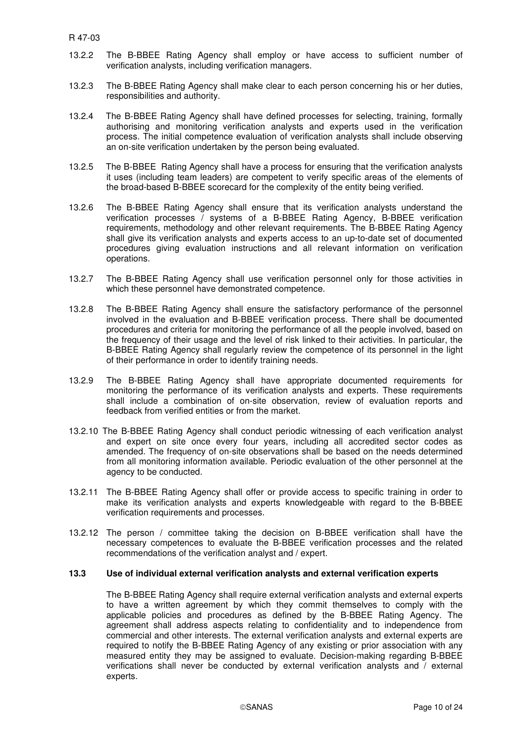13.2.2 The B-BBEE Rating Agency shall employ or have access to sufficient number of verification analysts, including verification managers.

13.2.3 The B-BBEE Rating Agency shall make clear to each person concerning his or her duties, responsibilities and authority.

13.2.4 The B-BBEE Rating Agency shall have defined processes for selecting, training, formally authorising and monitoring verification analysts and experts used in the verification process. The initial competence evaluation of verification analysts shall include observing an on-site verification undertaken by the person being evaluated.

13.2.5 The B-BBEE Rating Agency shall have a process for ensuring that the verification analysts it uses (including team leaders) are competent to verify specific areas of the elements of the broad-based B-BBEE scorecard for the complexity of the entity being verified.

13.2.6 The B-BBEE Rating Agency shall ensure that its verification analysts understand the verification processes / systems of a B-BBEE Rating Agency, B-BBEE verification requirements, methodology and other relevant requirements. The B-BBEE Rating Agency shall give its verification analysts and experts access to an up-to-date set of documented procedures giving evaluation instructions and all relevant information on verification operations.

13.2.7 The B-BBEE Rating Agency shall use verification personnel only for those activities in which these personnel have demonstrated competence.

13.2.8 The B-BBEE Rating Agency shall ensure the satisfactory performance of the personnel involved in the evaluation and B-BBEE verification process. There shall be documented procedures and criteria for monitoring the performance of all the people involved, based on the frequency of their usage and the level of risk linked to their activities. In particular, the B-BBEE Rating Agency shall regularly review the competence of its personnel in the light of their performance in order to identify training needs.

13.2.9 The B-BBEE Rating Agency shall have appropriate documented requirements for monitoring the performance of its verification analysts and experts. These requirements shall include a combination of on-site observation, review of evaluation reports and feedback from verified entities or from the market.

13.2.10 The B-BBEE Rating Agency shall conduct periodic witnessing of each verification analyst and expert on site once every four years, including all accredited sector codes as amended. The frequency of on-site observations shall be based on the needs determined from all monitoring information available. Periodic evaluation of the other personnel at the agency to be conducted.

13.2.11 The B-BBEE Rating Agency shall offer or provide access to specific training in order to make its verification analysts and experts knowledgeable with regard to the B-BBEE verification requirements and processes.

13.2.12 The person / committee taking the decision on B-BBEE verification shall have the necessary competences to evaluate the B-BBEE verification processes and the related recommendations of the verification analyst and / expert.

### 13.3 Use of individual external verification analysts and external verification experts

The B-BBEE Rating Agency shall require external verification analysts and external experts to have a written agreement by which they commit themselves to comply with the applicable policies and procedures as defined by the B-BBEE Rating Agency. The agreement shall address aspects relating to confidentiality and to independence from commercial and other interests. The external verification analysts and external experts are required to notify the B-BBEE Rating Agency of any existing or prior association with any measured entity they may be assigned to evaluate. Decision-making regarding B-BBEE verifications shall never be conducted by external verification analysts and / external experts.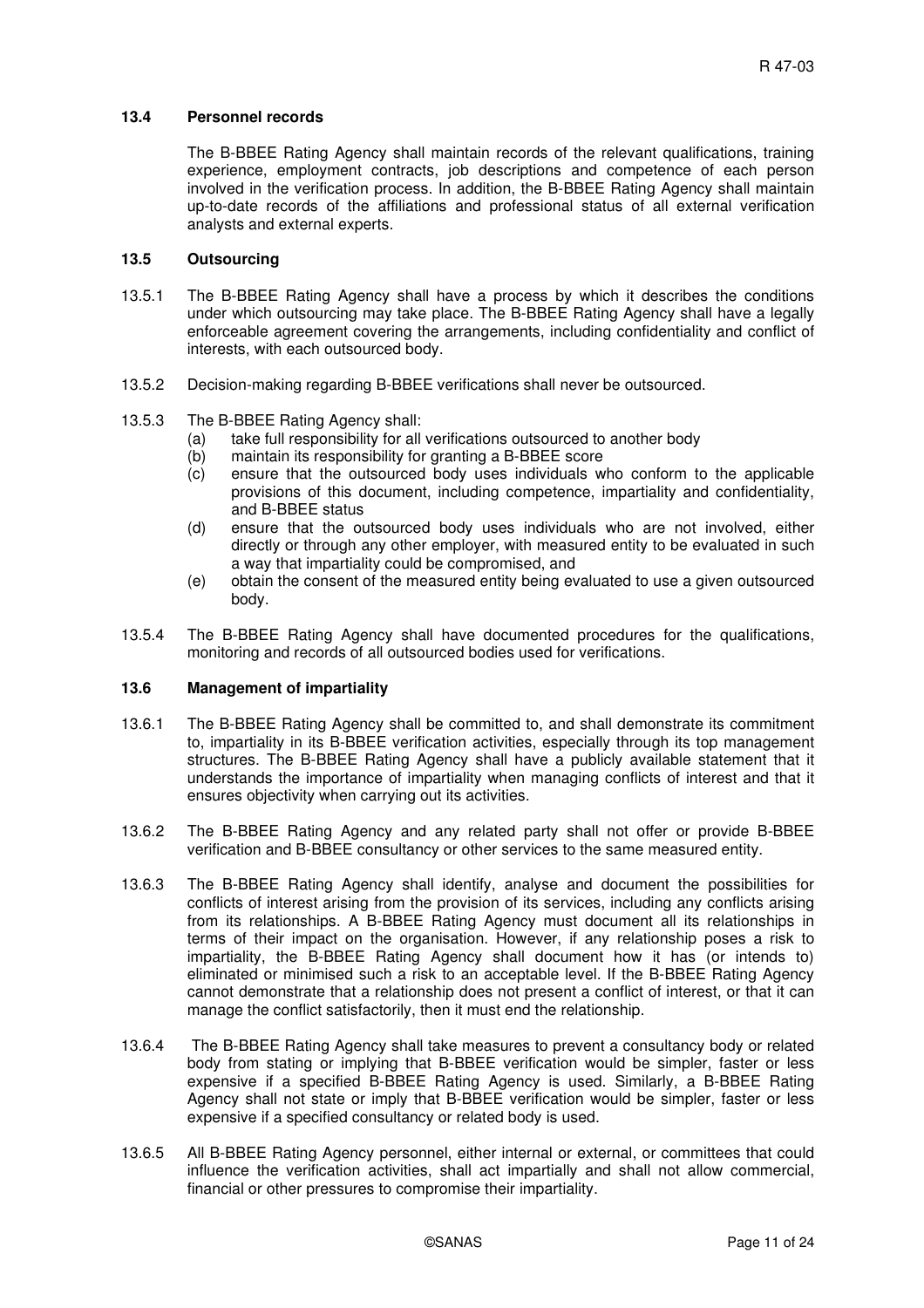### 13.4 Personnel records

The B-BBEE Rating Agency shall maintain records of the relevant qualifications, training experience, employment contracts, job descriptions and competence of each person involved in the verification process. In addition, the B-BBEE Rating Agency shall maintain up-to-date records of the affiliations and professional status of all external verification analysts and external experts.

### 13.5 Outsourcing

13.5.1 The B-BBEE Rating Agency shall have a process by which it describes the conditions under which outsourcing may take place. The B-BBEE Rating Agency shall have a legally enforceable agreement covering the arrangements, including confidentiality and conflict of interests, with each outsourced body.

13.5.2 Decision-making regarding B-BBEE verifications shall never be outsourced.

13.5.3 The B-BBEE Rating Agency shall:

- (a) take full responsibility for all verifications outsourced to another body
- (b) maintain its responsibility for granting a B-BBEE score
- (c) ensure that the outsourced body uses individuals who conform to the applicable provisions of this document, including competence, impartiality and confidentiality, and B-BBEE status
- (d) ensure that the outsourced body uses individuals who are not involved, either directly or through any other employer, with measured entity to be evaluated in such a way that impartiality could be compromised, and
- (e) obtain the consent of the measured entity being evaluated to use a given outsourced body.

13.5.4 The B-BBEE Rating Agency shall have documented procedures for the qualifications, monitoring and records of all outsourced bodies used for verifications.

### 13.6 Management of impartiality

13.6.1 The B-BBEE Rating Agency shall be committed to, and shall demonstrate its commitment to, impartiality in its B-BBEE verification activities, especially through its top management structures. The B-BBEE Rating Agency shall have a publicly available statement that it understands the importance of impartiality when managing conflicts of interest and that it ensures objectivity when carrying out its activities.

13.6.2 The B-BBEE Rating Agency and any related party shall not offer or provide B-BBEE verification and B-BBEE consultancy or other services to the same measured entity.

13.6.3 The B-BBEE Rating Agency shall identify, analyse and document the possibilities for conflicts of interest arising from the provision of its services, including any conflicts arising from its relationships. A B-BBEE Rating Agency must document all its relationships in terms of their impact on the organisation. However, if any relationship poses a risk to impartiality, the B-BBEE Rating Agency shall document how it has (or intends to) eliminated or minimised such a risk to an acceptable level. If the B-BBEE Rating Agency cannot demonstrate that a relationship does not present a conflict of interest, or that it can manage the conflict satisfactorily, then it must end the relationship.

13.6.4 The B-BBEE Rating Agency shall take measures to prevent a consultancy body or related body from stating or implying that B-BBEE verification would be simpler, faster or less expensive if a specified B-BBEE Rating Agency is used. Similarly, a B-BBEE Rating Agency shall not state or imply that B-BBEE verification would be simpler, faster or less expensive if a specified consultancy or related body is used.

13.6.5 All B-BBEE Rating Agency personnel, either internal or external, or committees that could influence the verification activities, shall act impartially and shall not allow commercial, financial or other pressures to compromise their impartiality.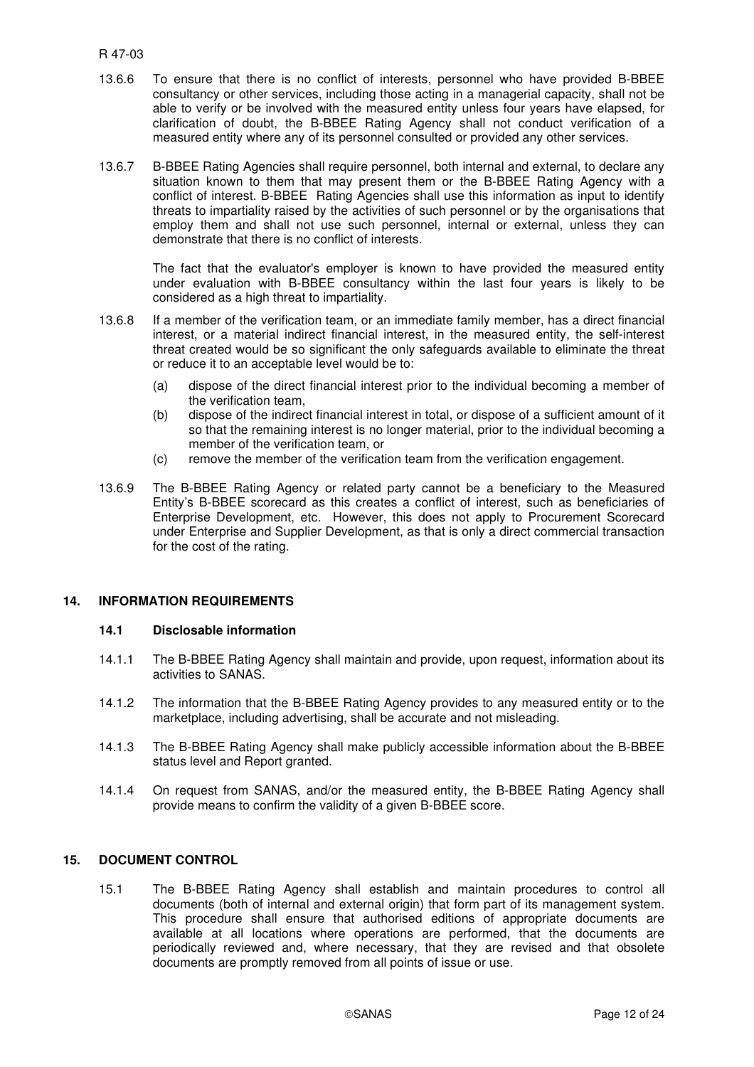13.6.6 To ensure that there is no conflict of interests, personnel who have provided B-BBEE consultancy or other services, including those acting in a managerial capacity, shall not be able to verify or be involved with the measured entity unless four years have elapsed, for clarification of doubt, the B-BBEE Rating Agency shall not conduct verification of a measured entity where any of its personnel consulted or provided any other services.

13.6.7 B-BBEE Rating Agencies shall require personnel, both internal and external, to declare any situation known to them that may present them or the B-BBEE Rating Agency with a conflict of interest. B-BBEE Rating Agencies shall use this information as input to identify threats to impartiality raised by the activities of such personnel or by the organisations that employ them and shall not use such personnel, internal or external, unless they can demonstrate that there is no conflict of interests.

The fact that the evaluator's employer is known to have provided the measured entity under evaluation with B-BBEE consultancy within the last four years is likely to be considered as a high threat to impartiality.

13.6.8 If a member of the verification team, or an immediate family member, has a direct financial interest, or a material indirect financial interest, in the measured entity, the self-interest threat created would be so significant the only safeguards available to eliminate the threat or reduce it to an acceptable level would be to:

(a) dispose of the direct financial interest prior to the individual becoming a member of the verification team,
(b) dispose of the indirect financial interest in total, or dispose of a sufficient amount of it so that the remaining interest is no longer material, prior to the individual becoming a member of the verification team, or
(c) remove the member of the verification team from the verification engagement.

13.6.9 The B-BBEE Rating Agency or related party cannot be a beneficiary to the Measured Entity's B-BBEE scorecard as this creates a conflict of interest, such as beneficiaries of Enterprise Development, etc. However, this does not apply to Procurement Scorecard under Enterprise and Supplier Development, as that is only a direct commercial transaction for the cost of the rating.

## 14. INFORMATION REQUIREMENTS

### 14.1 Disclosable information

14.1.1 The B-BBEE Rating Agency shall maintain and provide, upon request, information about its activities to SANAS.

14.1.2 The information that the B-BBEE Rating Agency provides to any measured entity or to the marketplace, including advertising, shall be accurate and not misleading.

14.1.3 The B-BBEE Rating Agency shall make publicly accessible information about the B-BBEE status level and Report granted.

14.1.4 On request from SANAS, and/or the measured entity, the B-BBEE Rating Agency shall provide means to confirm the validity of a given B-BBEE score.

## 15. DOCUMENT CONTROL

15.1 The B-BBEE Rating Agency shall establish and maintain procedures to control all documents (both of internal and external origin) that form part of its management system. This procedure shall ensure that authorised editions of appropriate documents are available at all locations where operations are performed, that the documents are periodically reviewed and, where necessary, that they are revised and that obsolete documents are promptly removed from all points of issue or use.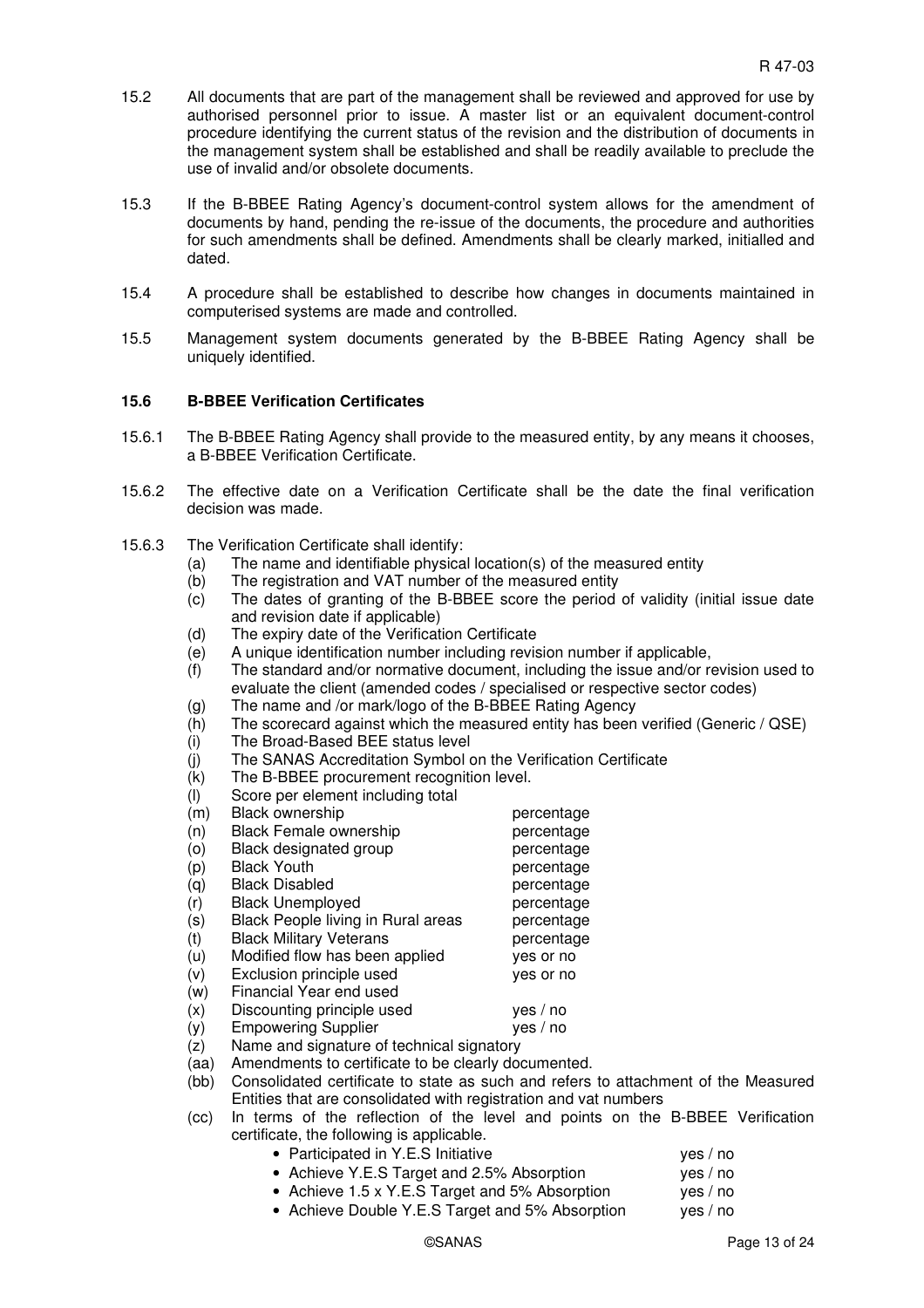15.2 All documents that are part of the management shall be reviewed and approved for use by authorised personnel prior to issue. A master list or an equivalent document-control procedure identifying the current status of the revision and the distribution of documents in the management system shall be established and shall be readily available to preclude the use of invalid and/or obsolete documents.

15.3 If the B-BBEE Rating Agency's document-control system allows for the amendment of documents by hand, pending the re-issue of the documents, the procedure and authorities for such amendments shall be defined. Amendments shall be clearly marked, initialled and dated.

15.4 A procedure shall be established to describe how changes in documents maintained in computerised systems are made and controlled.

15.5 Management system documents generated by the B-BBEE Rating Agency shall be uniquely identified.

### 15.6 B-BBEE Verification Certificates

15.6.1 The B-BBEE Rating Agency shall provide to the measured entity, by any means it chooses, a B-BBEE Verification Certificate.

15.6.2 The effective date on a Verification Certificate shall be the date the final verification decision was made.

15.6.3 The Verification Certificate shall identify:

- (a) The name and identifiable physical location(s) of the measured entity
- (b) The registration and VAT number of the measured entity
- (c) The dates of granting of the B-BBEE score the period of validity (initial issue date and revision date if applicable)
- (d) The expiry date of the Verification Certificate
- (e) A unique identification number including revision number if applicable,
- (f) The standard and/or normative document, including the issue and/or revision used to evaluate the client (amended codes / specialised or respective sector codes)
- (g) The name and /or mark/logo of the B-BBEE Rating Agency
- (h) The scorecard against which the measured entity has been verified (Generic / QSE)
- (i) The Broad-Based BEE status level
- (j) The SANAS Accreditation Symbol on the Verification Certificate
- (k) The B-BBEE procurement recognition level.
- (l) Score per element including total
- (m) Black ownership — percentage
- (n) Black Female ownership — percentage
- (o) Black designated group — percentage
- (p) Black Youth — percentage
- (q) Black Disabled — percentage
- (r) Black Unemployed — percentage
- (s) Black People living in Rural areas — percentage
- (t) Black Military Veterans — percentage
- (u) Modified flow has been applied — yes or no
- (v) Exclusion principle used — yes or no
- (w) Financial Year end used
- (x) Discounting principle used — yes / no
- (y) Empowering Supplier — yes / no
- (z) Name and signature of technical signatory
- (aa) Amendments to certificate to be clearly documented.
- (bb) Consolidated certificate to state as such and refers to attachment of the Measured Entities that are consolidated with registration and vat numbers
- (cc) In terms of the reflection of the level and points on the B-BBEE Verification certificate, the following is applicable.
  - Participated in Y.E.S Initiative — yes / no
  - Achieve Y.E.S Target and 2.5% Absorption — yes / no
  - Achieve 1.5 x Y.E.S Target and 5% Absorption — yes / no
  - Achieve Double Y.E.S Target and 5% Absorption — yes / no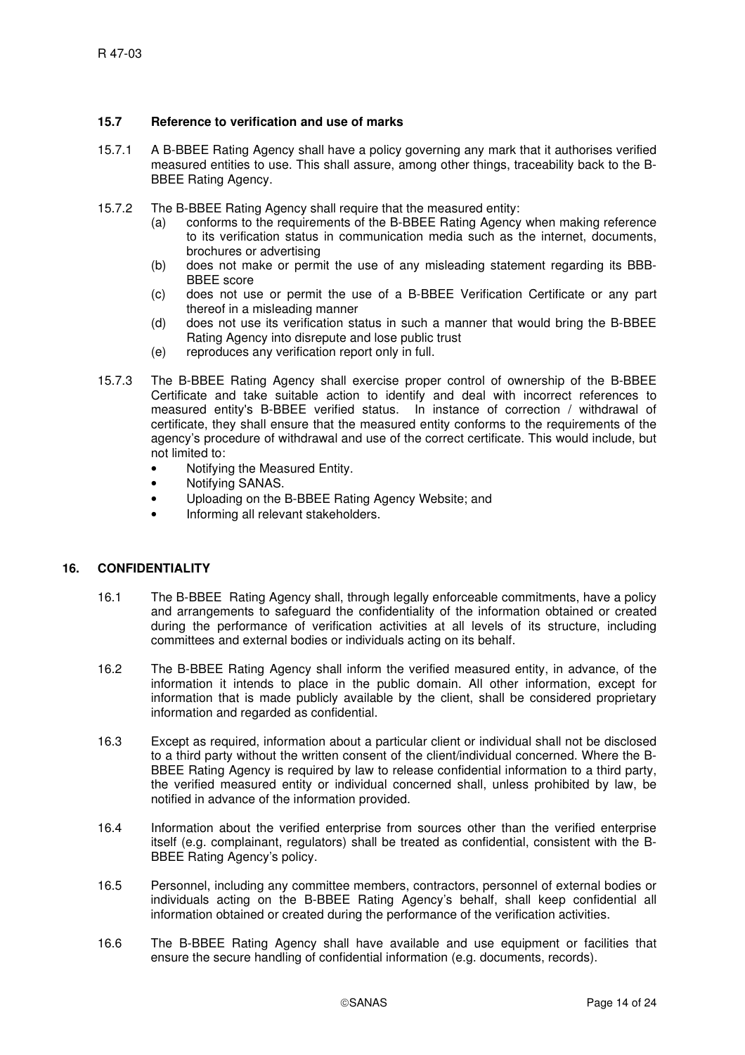### 15.7 Reference to verification and use of marks

15.7.1 A B-BBEE Rating Agency shall have a policy governing any mark that it authorises verified measured entities to use. This shall assure, among other things, traceability back to the B-BBEE Rating Agency.

15.7.2 The B-BBEE Rating Agency shall require that the measured entity:

(a) conforms to the requirements of the B-BBEE Rating Agency when making reference to its verification status in communication media such as the internet, documents, brochures or advertising

(b) does not make or permit the use of any misleading statement regarding its BBB-BBEE score

(c) does not use or permit the use of a B-BBEE Verification Certificate or any part thereof in a misleading manner

(d) does not use its verification status in such a manner that would bring the B-BBEE Rating Agency into disrepute and lose public trust

(e) reproduces any verification report only in full.

15.7.3 The B-BBEE Rating Agency shall exercise proper control of ownership of the B-BBEE Certificate and take suitable action to identify and deal with incorrect references to measured entity's B-BBEE verified status. In instance of correction / withdrawal of certificate, they shall ensure that the measured entity conforms to the requirements of the agency's procedure of withdrawal and use of the correct certificate. This would include, but not limited to:

- Notifying the Measured Entity.
- Notifying SANAS.
- Uploading on the B-BBEE Rating Agency Website; and
- Informing all relevant stakeholders.

## 16. CONFIDENTIALITY

16.1 The B-BBEE Rating Agency shall, through legally enforceable commitments, have a policy and arrangements to safeguard the confidentiality of the information obtained or created during the performance of verification activities at all levels of its structure, including committees and external bodies or individuals acting on its behalf.

16.2 The B-BBEE Rating Agency shall inform the verified measured entity, in advance, of the information it intends to place in the public domain. All other information, except for information that is made publicly available by the client, shall be considered proprietary information and regarded as confidential.

16.3 Except as required, information about a particular client or individual shall not be disclosed to a third party without the written consent of the client/individual concerned. Where the B-BBEE Rating Agency is required by law to release confidential information to a third party, the verified measured entity or individual concerned shall, unless prohibited by law, be notified in advance of the information provided.

16.4 Information about the verified enterprise from sources other than the verified enterprise itself (e.g. complainant, regulators) shall be treated as confidential, consistent with the B-BBEE Rating Agency's policy.

16.5 Personnel, including any committee members, contractors, personnel of external bodies or individuals acting on the B-BBEE Rating Agency's behalf, shall keep confidential all information obtained or created during the performance of the verification activities.

16.6 The B-BBEE Rating Agency shall have available and use equipment or facilities that ensure the secure handling of confidential information (e.g. documents, records).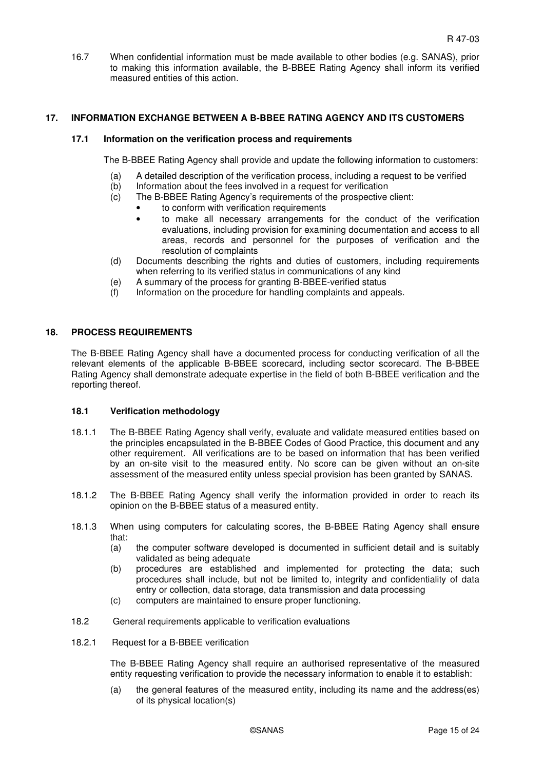16.7 When confidential information must be made available to other bodies (e.g. SANAS), prior to making this information available, the B-BBEE Rating Agency shall inform its verified measured entities of this action.

## 17. INFORMATION EXCHANGE BETWEEN A B-BBEE RATING AGENCY AND ITS CUSTOMERS

### 17.1 Information on the verification process and requirements

The B-BBEE Rating Agency shall provide and update the following information to customers:

(a) A detailed description of the verification process, including a request to be verified
(b) Information about the fees involved in a request for verification
(c) The B-BBEE Rating Agency's requirements of the prospective client:
- to conform with verification requirements
- to make all necessary arrangements for the conduct of the verification evaluations, including provision for examining documentation and access to all areas, records and personnel for the purposes of verification and the resolution of complaints

(d) Documents describing the rights and duties of customers, including requirements when referring to its verified status in communications of any kind
(e) A summary of the process for granting B-BBEE-verified status
(f) Information on the procedure for handling complaints and appeals.

## 18. PROCESS REQUIREMENTS

The B-BBEE Rating Agency shall have a documented process for conducting verification of all the relevant elements of the applicable B-BBEE scorecard, including sector scorecard. The B-BBEE Rating Agency shall demonstrate adequate expertise in the field of both B-BBEE verification and the reporting thereof.

### 18.1 Verification methodology

18.1.1 The B-BBEE Rating Agency shall verify, evaluate and validate measured entities based on the principles encapsulated in the B-BBEE Codes of Good Practice, this document and any other requirement. All verifications are to be based on information that has been verified by an on-site visit to the measured entity. No score can be given without an on-site assessment of the measured entity unless special provision has been granted by SANAS.

18.1.2 The B-BBEE Rating Agency shall verify the information provided in order to reach its opinion on the B-BBEE status of a measured entity.

18.1.3 When using computers for calculating scores, the B-BBEE Rating Agency shall ensure that:

(a) the computer software developed is documented in sufficient detail and is suitably validated as being adequate
(b) procedures are established and implemented for protecting the data; such procedures shall include, but not be limited to, integrity and confidentiality of data entry or collection, data storage, data transmission and data processing
(c) computers are maintained to ensure proper functioning.

18.2 General requirements applicable to verification evaluations

18.2.1 Request for a B-BBEE verification

The B-BBEE Rating Agency shall require an authorised representative of the measured entity requesting verification to provide the necessary information to enable it to establish:

(a) the general features of the measured entity, including its name and the address(es) of its physical location(s)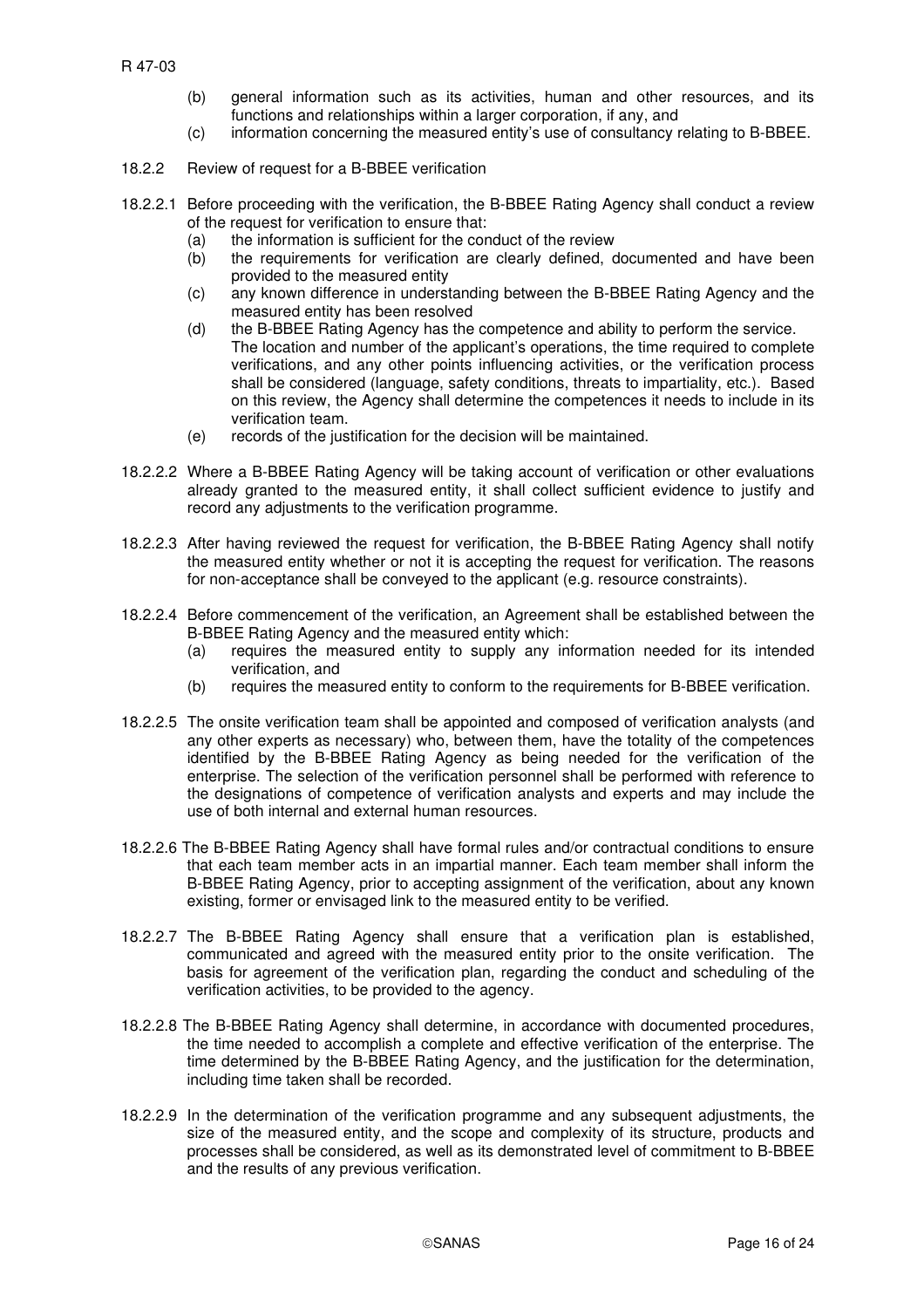(b) general information such as its activities, human and other resources, and its functions and relationships within a larger corporation, if any, and
(c) information concerning the measured entity's use of consultancy relating to B-BBEE.

18.2.2 Review of request for a B-BBEE verification

18.2.2.1 Before proceeding with the verification, the B-BBEE Rating Agency shall conduct a review of the request for verification to ensure that:
(a) the information is sufficient for the conduct of the review
(b) the requirements for verification are clearly defined, documented and have been provided to the measured entity
(c) any known difference in understanding between the B-BBEE Rating Agency and the measured entity has been resolved
(d) the B-BBEE Rating Agency has the competence and ability to perform the service. The location and number of the applicant's operations, the time required to complete verifications, and any other points influencing activities, or the verification process shall be considered (language, safety conditions, threats to impartiality, etc.). Based on this review, the Agency shall determine the competences it needs to include in its verification team.
(e) records of the justification for the decision will be maintained.

18.2.2.2 Where a B-BBEE Rating Agency will be taking account of verification or other evaluations already granted to the measured entity, it shall collect sufficient evidence to justify and record any adjustments to the verification programme.

18.2.2.3 After having reviewed the request for verification, the B-BBEE Rating Agency shall notify the measured entity whether or not it is accepting the request for verification. The reasons for non-acceptance shall be conveyed to the applicant (e.g. resource constraints).

18.2.2.4 Before commencement of the verification, an Agreement shall be established between the B-BBEE Rating Agency and the measured entity which:
(a) requires the measured entity to supply any information needed for its intended verification, and
(b) requires the measured entity to conform to the requirements for B-BBEE verification.

18.2.2.5 The onsite verification team shall be appointed and composed of verification analysts (and any other experts as necessary) who, between them, have the totality of the competences identified by the B-BBEE Rating Agency as being needed for the verification of the enterprise. The selection of the verification personnel shall be performed with reference to the designations of competence of verification analysts and experts and may include the use of both internal and external human resources.

18.2.2.6 The B-BBEE Rating Agency shall have formal rules and/or contractual conditions to ensure that each team member acts in an impartial manner. Each team member shall inform the B-BBEE Rating Agency, prior to accepting assignment of the verification, about any known existing, former or envisaged link to the measured entity to be verified.

18.2.2.7 The B-BBEE Rating Agency shall ensure that a verification plan is established, communicated and agreed with the measured entity prior to the onsite verification. The basis for agreement of the verification plan, regarding the conduct and scheduling of the verification activities, to be provided to the agency.

18.2.2.8 The B-BBEE Rating Agency shall determine, in accordance with documented procedures, the time needed to accomplish a complete and effective verification of the enterprise. The time determined by the B-BBEE Rating Agency, and the justification for the determination, including time taken shall be recorded.

18.2.2.9 In the determination of the verification programme and any subsequent adjustments, the size of the measured entity, and the scope and complexity of its structure, products and processes shall be considered, as well as its demonstrated level of commitment to B-BBEE and the results of any previous verification.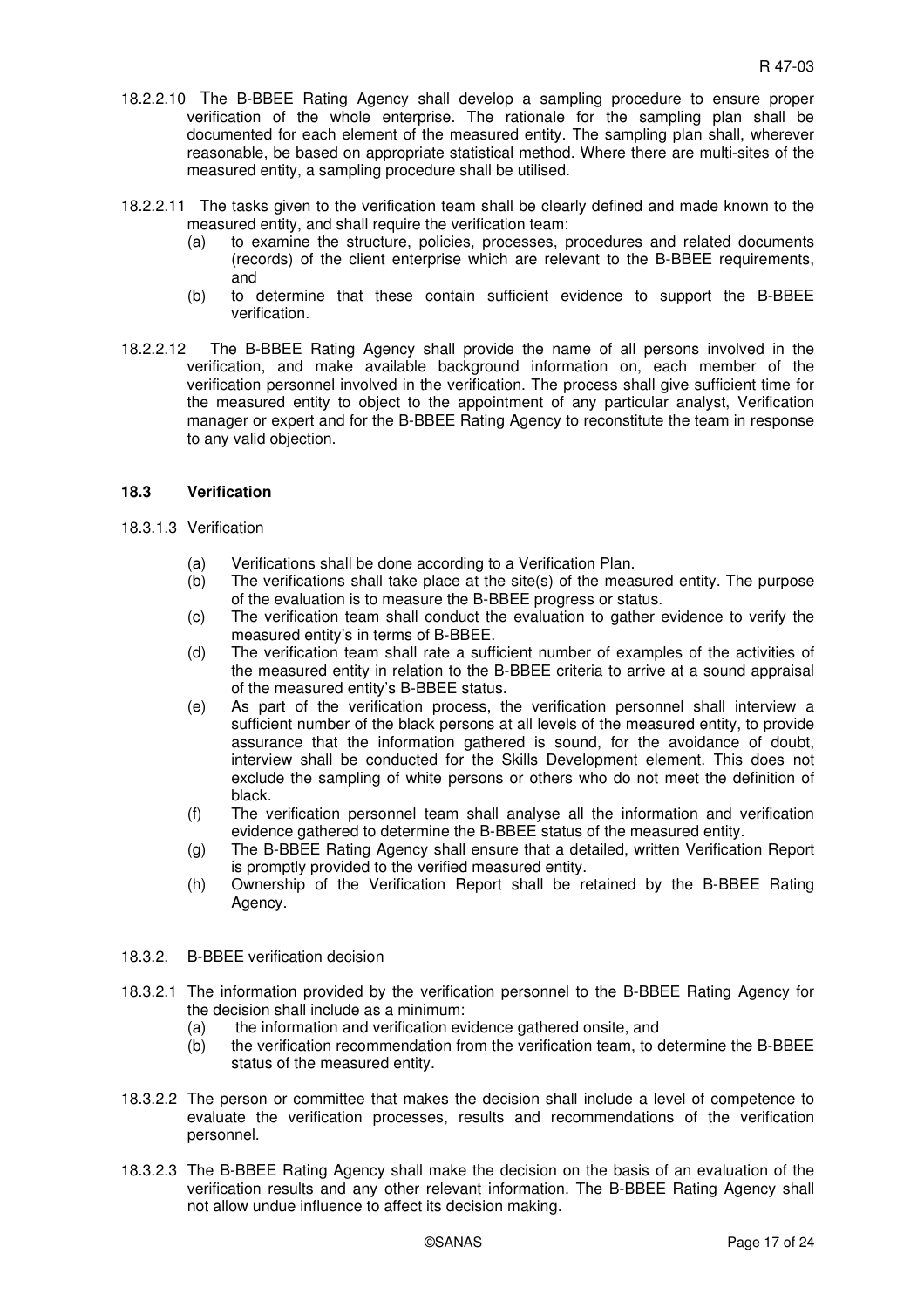18.2.2.10 The B-BBEE Rating Agency shall develop a sampling procedure to ensure proper verification of the whole enterprise. The rationale for the sampling plan shall be documented for each element of the measured entity. The sampling plan shall, wherever reasonable, be based on appropriate statistical method. Where there are multi-sites of the measured entity, a sampling procedure shall be utilised.

18.2.2.11 The tasks given to the verification team shall be clearly defined and made known to the measured entity, and shall require the verification team:

(a) to examine the structure, policies, processes, procedures and related documents (records) of the client enterprise which are relevant to the B-BBEE requirements, and

(b) to determine that these contain sufficient evidence to support the B-BBEE verification.

18.2.2.12 The B-BBEE Rating Agency shall provide the name of all persons involved in the verification, and make available background information on, each member of the verification personnel involved in the verification. The process shall give sufficient time for the measured entity to object to the appointment of any particular analyst, Verification manager or expert and for the B-BBEE Rating Agency to reconstitute the team in response to any valid objection.

## 18.3 Verification

18.3.1.3 Verification

(a) Verifications shall be done according to a Verification Plan.

(b) The verifications shall take place at the site(s) of the measured entity. The purpose of the evaluation is to measure the B-BBEE progress or status.

(c) The verification team shall conduct the evaluation to gather evidence to verify the measured entity's in terms of B-BBEE.

(d) The verification team shall rate a sufficient number of examples of the activities of the measured entity in relation to the B-BBEE criteria to arrive at a sound appraisal of the measured entity's B-BBEE status.

(e) As part of the verification process, the verification personnel shall interview a sufficient number of the black persons at all levels of the measured entity, to provide assurance that the information gathered is sound, for the avoidance of doubt, interview shall be conducted for the Skills Development element. This does not exclude the sampling of white persons or others who do not meet the definition of black.

(f) The verification personnel team shall analyse all the information and verification evidence gathered to determine the B-BBEE status of the measured entity.

(g) The B-BBEE Rating Agency shall ensure that a detailed, written Verification Report is promptly provided to the verified measured entity.

(h) Ownership of the Verification Report shall be retained by the B-BBEE Rating Agency.

18.3.2. B-BBEE verification decision

18.3.2.1 The information provided by the verification personnel to the B-BBEE Rating Agency for the decision shall include as a minimum:

(a) the information and verification evidence gathered onsite, and

(b) the verification recommendation from the verification team, to determine the B-BBEE status of the measured entity.

18.3.2.2 The person or committee that makes the decision shall include a level of competence to evaluate the verification processes, results and recommendations of the verification personnel.

18.3.2.3 The B-BBEE Rating Agency shall make the decision on the basis of an evaluation of the verification results and any other relevant information. The B-BBEE Rating Agency shall not allow undue influence to affect its decision making.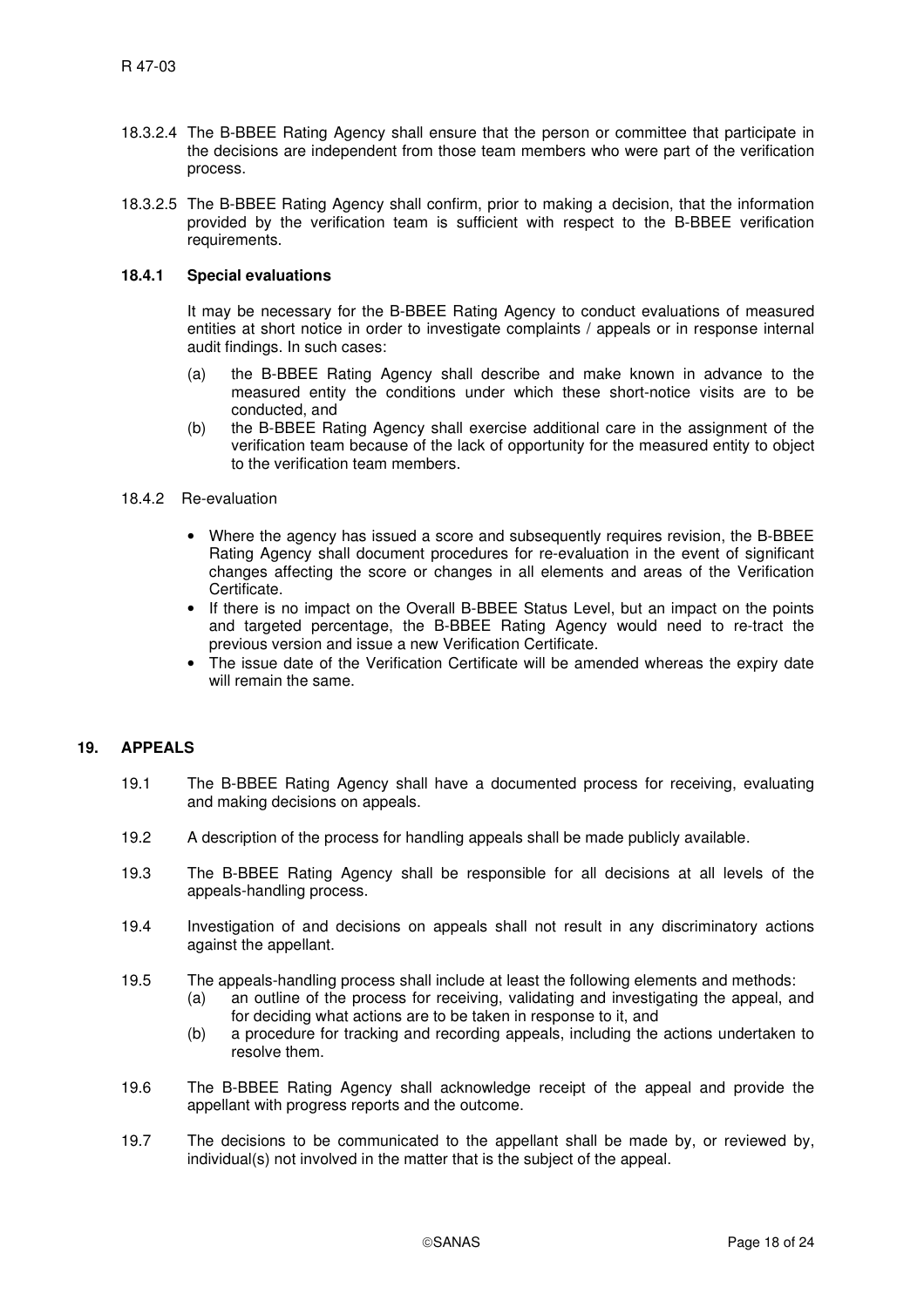18.3.2.4 The B-BBEE Rating Agency shall ensure that the person or committee that participate in the decisions are independent from those team members who were part of the verification process.

18.3.2.5 The B-BBEE Rating Agency shall confirm, prior to making a decision, that the information provided by the verification team is sufficient with respect to the B-BBEE verification requirements.

**18.4.1 Special evaluations**

It may be necessary for the B-BBEE Rating Agency to conduct evaluations of measured entities at short notice in order to investigate complaints / appeals or in response internal audit findings. In such cases:

(a) the B-BBEE Rating Agency shall describe and make known in advance to the measured entity the conditions under which these short-notice visits are to be conducted, and

(b) the B-BBEE Rating Agency shall exercise additional care in the assignment of the verification team because of the lack of opportunity for the measured entity to object to the verification team members.

18.4.2 Re-evaluation

- Where the agency has issued a score and subsequently requires revision, the B-BBEE Rating Agency shall document procedures for re-evaluation in the event of significant changes affecting the score or changes in all elements and areas of the Verification Certificate.
- If there is no impact on the Overall B-BBEE Status Level, but an impact on the points and targeted percentage, the B-BBEE Rating Agency would need to re-tract the previous version and issue a new Verification Certificate.
- The issue date of the Verification Certificate will be amended whereas the expiry date will remain the same.

## 19. APPEALS

19.1 The B-BBEE Rating Agency shall have a documented process for receiving, evaluating and making decisions on appeals.

19.2 A description of the process for handling appeals shall be made publicly available.

19.3 The B-BBEE Rating Agency shall be responsible for all decisions at all levels of the appeals-handling process.

19.4 Investigation of and decisions on appeals shall not result in any discriminatory actions against the appellant.

19.5 The appeals-handling process shall include at least the following elements and methods:

(a) an outline of the process for receiving, validating and investigating the appeal, and for deciding what actions are to be taken in response to it, and

(b) a procedure for tracking and recording appeals, including the actions undertaken to resolve them.

19.6 The B-BBEE Rating Agency shall acknowledge receipt of the appeal and provide the appellant with progress reports and the outcome.

19.7 The decisions to be communicated to the appellant shall be made by, or reviewed by, individual(s) not involved in the matter that is the subject of the appeal.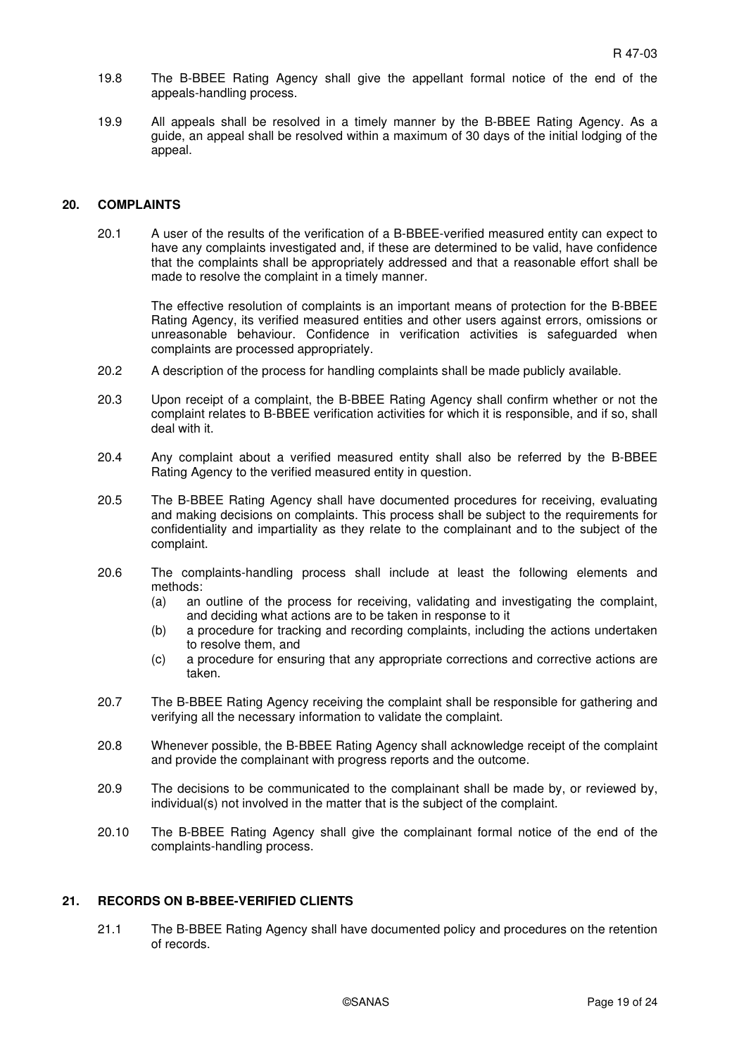19.8 The B-BBEE Rating Agency shall give the appellant formal notice of the end of the appeals-handling process.

19.9 All appeals shall be resolved in a timely manner by the B-BBEE Rating Agency. As a guide, an appeal shall be resolved within a maximum of 30 days of the initial lodging of the appeal.

## 20. COMPLAINTS

20.1 A user of the results of the verification of a B-BBEE-verified measured entity can expect to have any complaints investigated and, if these are determined to be valid, have confidence that the complaints shall be appropriately addressed and that a reasonable effort shall be made to resolve the complaint in a timely manner.

The effective resolution of complaints is an important means of protection for the B-BBEE Rating Agency, its verified measured entities and other users against errors, omissions or unreasonable behaviour. Confidence in verification activities is safeguarded when complaints are processed appropriately.

20.2 A description of the process for handling complaints shall be made publicly available.

20.3 Upon receipt of a complaint, the B-BBEE Rating Agency shall confirm whether or not the complaint relates to B-BBEE verification activities for which it is responsible, and if so, shall deal with it.

20.4 Any complaint about a verified measured entity shall also be referred by the B-BBEE Rating Agency to the verified measured entity in question.

20.5 The B-BBEE Rating Agency shall have documented procedures for receiving, evaluating and making decisions on complaints. This process shall be subject to the requirements for confidentiality and impartiality as they relate to the complainant and to the subject of the complaint.

20.6 The complaints-handling process shall include at least the following elements and methods:

(a) an outline of the process for receiving, validating and investigating the complaint, and deciding what actions are to be taken in response to it

(b) a procedure for tracking and recording complaints, including the actions undertaken to resolve them, and

(c) a procedure for ensuring that any appropriate corrections and corrective actions are taken.

20.7 The B-BBEE Rating Agency receiving the complaint shall be responsible for gathering and verifying all the necessary information to validate the complaint.

20.8 Whenever possible, the B-BBEE Rating Agency shall acknowledge receipt of the complaint and provide the complainant with progress reports and the outcome.

20.9 The decisions to be communicated to the complainant shall be made by, or reviewed by, individual(s) not involved in the matter that is the subject of the complaint.

20.10 The B-BBEE Rating Agency shall give the complainant formal notice of the end of the complaints-handling process.

## 21. RECORDS ON B-BBEE-VERIFIED CLIENTS

21.1 The B-BBEE Rating Agency shall have documented policy and procedures on the retention of records.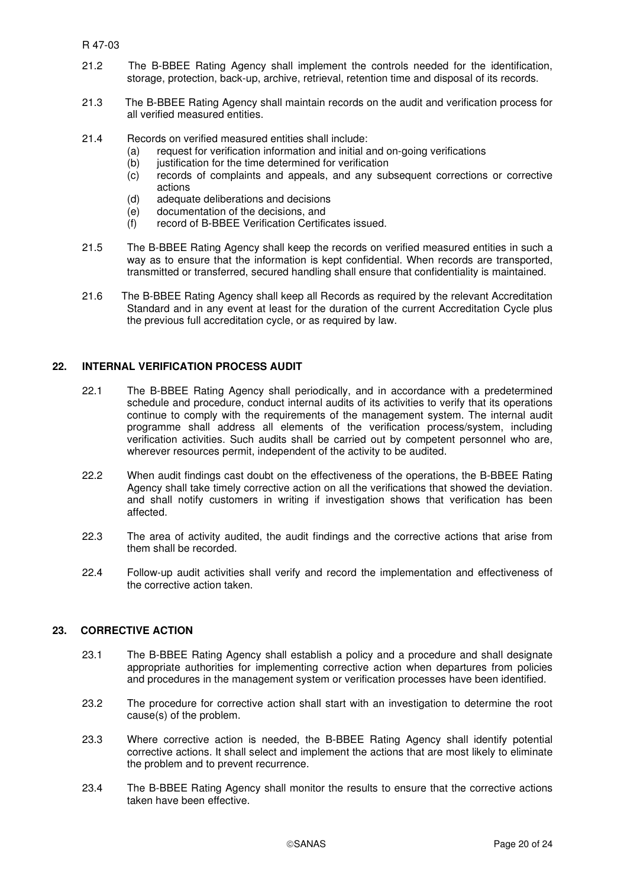21.2 The B-BBEE Rating Agency shall implement the controls needed for the identification, storage, protection, back-up, archive, retrieval, retention time and disposal of its records.

21.3 The B-BBEE Rating Agency shall maintain records on the audit and verification process for all verified measured entities.

21.4 Records on verified measured entities shall include:

- (a) request for verification information and initial and on-going verifications
- (b) justification for the time determined for verification
- (c) records of complaints and appeals, and any subsequent corrections or corrective actions
- (d) adequate deliberations and decisions
- (e) documentation of the decisions, and
- (f) record of B-BBEE Verification Certificates issued.

21.5 The B-BBEE Rating Agency shall keep the records on verified measured entities in such a way as to ensure that the information is kept confidential. When records are transported, transmitted or transferred, secured handling shall ensure that confidentiality is maintained.

21.6 The B-BBEE Rating Agency shall keep all Records as required by the relevant Accreditation Standard and in any event at least for the duration of the current Accreditation Cycle plus the previous full accreditation cycle, or as required by law.

## 22. INTERNAL VERIFICATION PROCESS AUDIT

22.1 The B-BBEE Rating Agency shall periodically, and in accordance with a predetermined schedule and procedure, conduct internal audits of its activities to verify that its operations continue to comply with the requirements of the management system. The internal audit programme shall address all elements of the verification process/system, including verification activities. Such audits shall be carried out by competent personnel who are, wherever resources permit, independent of the activity to be audited.

22.2 When audit findings cast doubt on the effectiveness of the operations, the B-BBEE Rating Agency shall take timely corrective action on all the verifications that showed the deviation. and shall notify customers in writing if investigation shows that verification has been affected.

22.3 The area of activity audited, the audit findings and the corrective actions that arise from them shall be recorded.

22.4 Follow-up audit activities shall verify and record the implementation and effectiveness of the corrective action taken.

## 23. CORRECTIVE ACTION

23.1 The B-BBEE Rating Agency shall establish a policy and a procedure and shall designate appropriate authorities for implementing corrective action when departures from policies and procedures in the management system or verification processes have been identified.

23.2 The procedure for corrective action shall start with an investigation to determine the root cause(s) of the problem.

23.3 Where corrective action is needed, the B-BBEE Rating Agency shall identify potential corrective actions. It shall select and implement the actions that are most likely to eliminate the problem and to prevent recurrence.

23.4 The B-BBEE Rating Agency shall monitor the results to ensure that the corrective actions taken have been effective.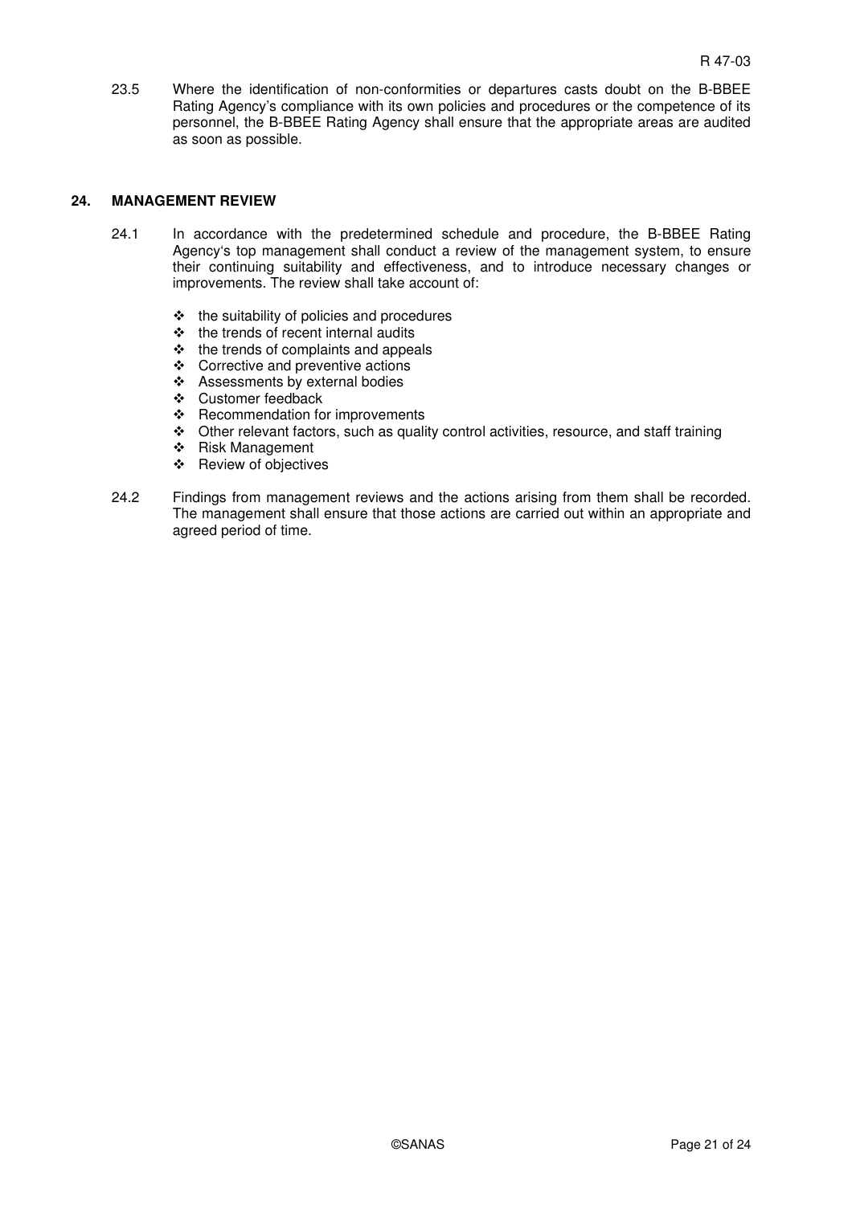23.5 Where the identification of non-conformities or departures casts doubt on the B-BBEE Rating Agency's compliance with its own policies and procedures or the competence of its personnel, the B-BBEE Rating Agency shall ensure that the appropriate areas are audited as soon as possible.

## 24. MANAGEMENT REVIEW

24.1 In accordance with the predetermined schedule and procedure, the B-BBEE Rating Agency's top management shall conduct a review of the management system, to ensure their continuing suitability and effectiveness, and to introduce necessary changes or improvements. The review shall take account of:

- the suitability of policies and procedures
- the trends of recent internal audits
- the trends of complaints and appeals
- Corrective and preventive actions
- Assessments by external bodies
- Customer feedback
- Recommendation for improvements
- Other relevant factors, such as quality control activities, resource, and staff training
- Risk Management
- Review of objectives

24.2 Findings from management reviews and the actions arising from them shall be recorded. The management shall ensure that those actions are carried out within an appropriate and agreed period of time.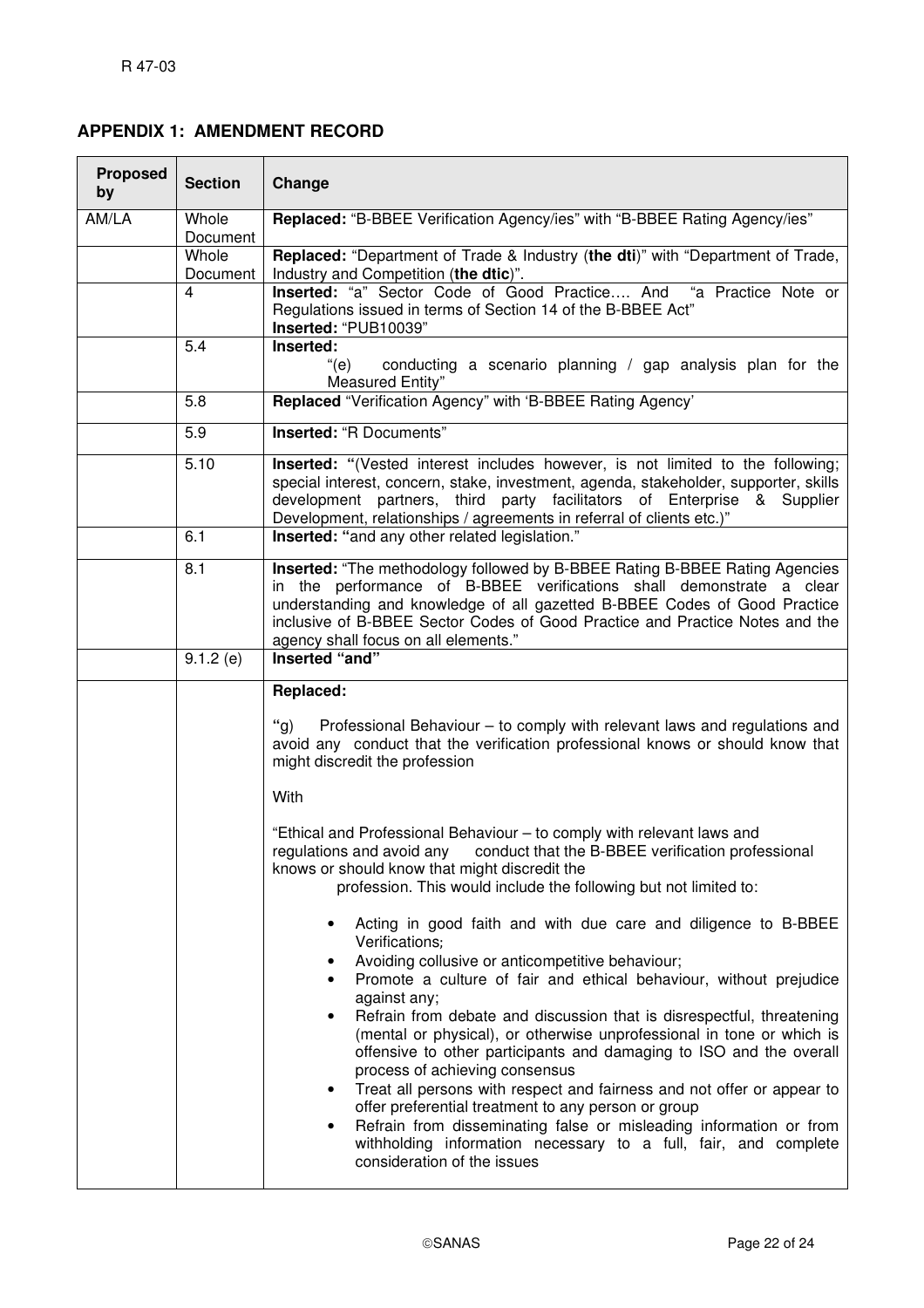## APPENDIX 1: AMENDMENT RECORD

| Proposed by | Section | Change |
|---|---|---|
| AM/LA | Whole Document | **Replaced:** "B-BBEE Verification Agency/ies" with "B-BBEE Rating Agency/ies" |
| | Whole Document | **Replaced:** "Department of Trade & Industry (**the dti**)" with "Department of Trade, Industry and Competition (**the dtic**)". |
| | 4 | **Inserted:** "a" Sector Code of Good Practice…. And "a Practice Note or Regulations issued in terms of Section 14 of the B-BBEE Act" **Inserted:** "PUB10039" |
| | 5.4 | **Inserted:** "(e) conducting a scenario planning / gap analysis plan for the Measured Entity" |
| | 5.8 | **Replaced** "Verification Agency" with 'B-BBEE Rating Agency' |
| | 5.9 | **Inserted:** "R Documents" |
| | 5.10 | **Inserted:** "(Vested interest includes however, is not limited to the following; special interest, concern, stake, investment, agenda, stakeholder, supporter, skills development partners, third party facilitators of Enterprise & Supplier Development, relationships / agreements in referral of clients etc.)" |
| | 6.1 | **Inserted:** "and any other related legislation." |
| | 8.1 | **Inserted:** "The methodology followed by B-BBEE Rating B-BBEE Rating Agencies in the performance of B-BBEE verifications shall demonstrate a clear understanding and knowledge of all gazetted B-BBEE Codes of Good Practice inclusive of B-BBEE Sector Codes of Good Practice and Practice Notes and the agency shall focus on all elements." |
| | 9.1.2 (e) | **Inserted "and"** |
| | | **Replaced:**<br><br>"g) Professional Behaviour – to comply with relevant laws and regulations and avoid any conduct that the verification professional knows or should know that might discredit the profession<br><br>With<br><br>"Ethical and Professional Behaviour – to comply with relevant laws and regulations and avoid any conduct that the B-BBEE verification professional knows or should know that might discredit the profession. This would include the following but not limited to:<br><br>• Acting in good faith and with due care and diligence to B-BBEE Verifications;<br>• Avoiding collusive or anticompetitive behaviour;<br>• Promote a culture of fair and ethical behaviour, without prejudice against any;<br>• Refrain from debate and discussion that is disrespectful, threatening (mental or physical), or otherwise unprofessional in tone or which is offensive to other participants and damaging to ISO and the overall process of achieving consensus<br>• Treat all persons with respect and fairness and not offer or appear to offer preferential treatment to any person or group<br>• Refrain from disseminating false or misleading information or from withholding information necessary to a full, fair, and complete consideration of the issues |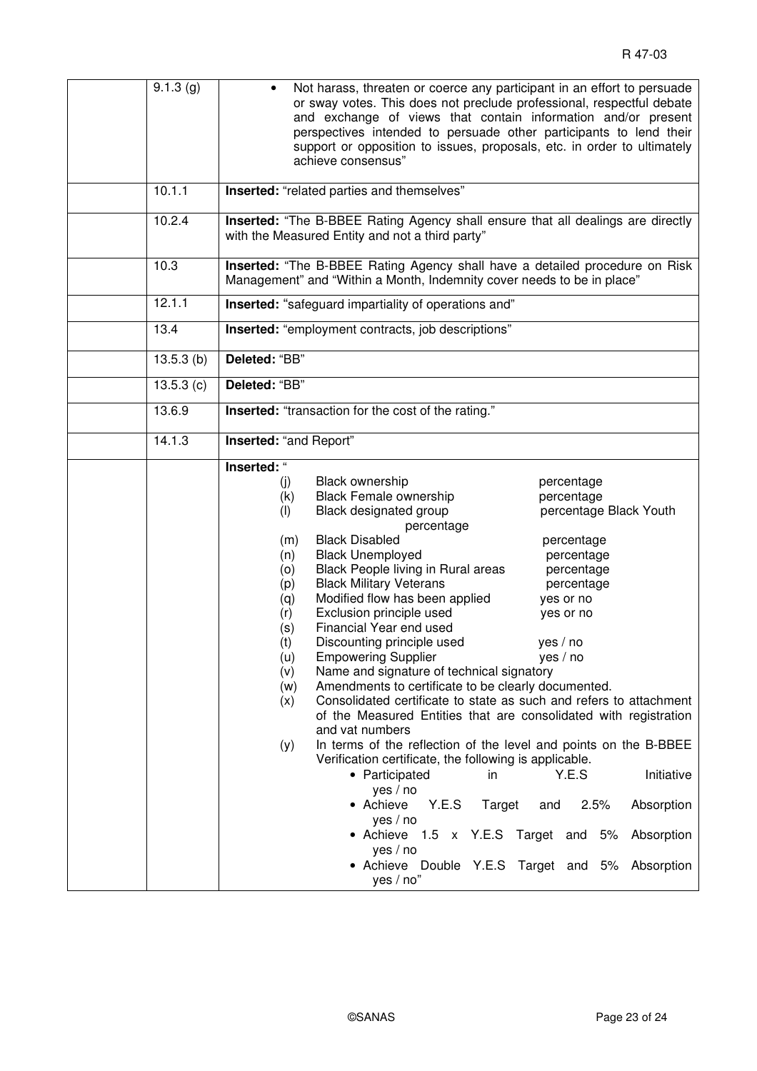| | | |
|---|---|---|
| | 9.1.3 (g) | • Not harass, threaten or coerce any participant in an effort to persuade or sway votes. This does not preclude professional, respectful debate and exchange of views that contain information and/or present perspectives intended to persuade other participants to lend their support or opposition to issues, proposals, etc. in order to ultimately achieve consensus" |
| | 10.1.1 | **Inserted:** "related parties and themselves" |
| | 10.2.4 | **Inserted:** "The B-BBEE Rating Agency shall ensure that all dealings are directly with the Measured Entity and not a third party" |
| | 10.3 | **Inserted:** "The B-BBEE Rating Agency shall have a detailed procedure on Risk Management" and "Within a Month, Indemnity cover needs to be in place" |
| | 12.1.1 | **Inserted:** "safeguard impartiality of operations and" |
| | 13.4 | **Inserted:** "employment contracts, job descriptions" |
| | 13.5.3 (b) | **Deleted:** "BB" |
| | 13.5.3 (c) | **Deleted:** "BB" |
| | 13.6.9 | **Inserted:** "transaction for the cost of the rating." |
| | 14.1.3 | **Inserted:** "and Report" |
| | | **Inserted:** "<br>(j) Black ownership percentage<br>(k) Black Female ownership percentage<br>(l) Black designated group percentage Black Youth percentage<br>(m) Black Disabled percentage<br>(n) Black Unemployed percentage<br>(o) Black People living in Rural areas percentage<br>(p) Black Military Veterans percentage<br>(q) Modified flow has been applied yes or no<br>(r) Exclusion principle used yes or no<br>(s) Financial Year end used<br>(t) Discounting principle used yes / no<br>(u) Empowering Supplier yes / no<br>(v) Name and signature of technical signatory<br>(w) Amendments to certificate to be clearly documented.<br>(x) Consolidated certificate to state as such and refers to attachment of the Measured Entities that are consolidated with registration and vat numbers<br>(y) In terms of the reflection of the level and points on the B-BBEE Verification certificate, the following is applicable.<br>• Participated in Y.E.S Initiative yes / no<br>• Achieve Y.E.S Target and 2.5% Absorption yes / no<br>• Achieve 1.5 x Y.E.S Target and 5% Absorption yes / no<br>• Achieve Double Y.E.S Target and 5% Absorption yes / no" |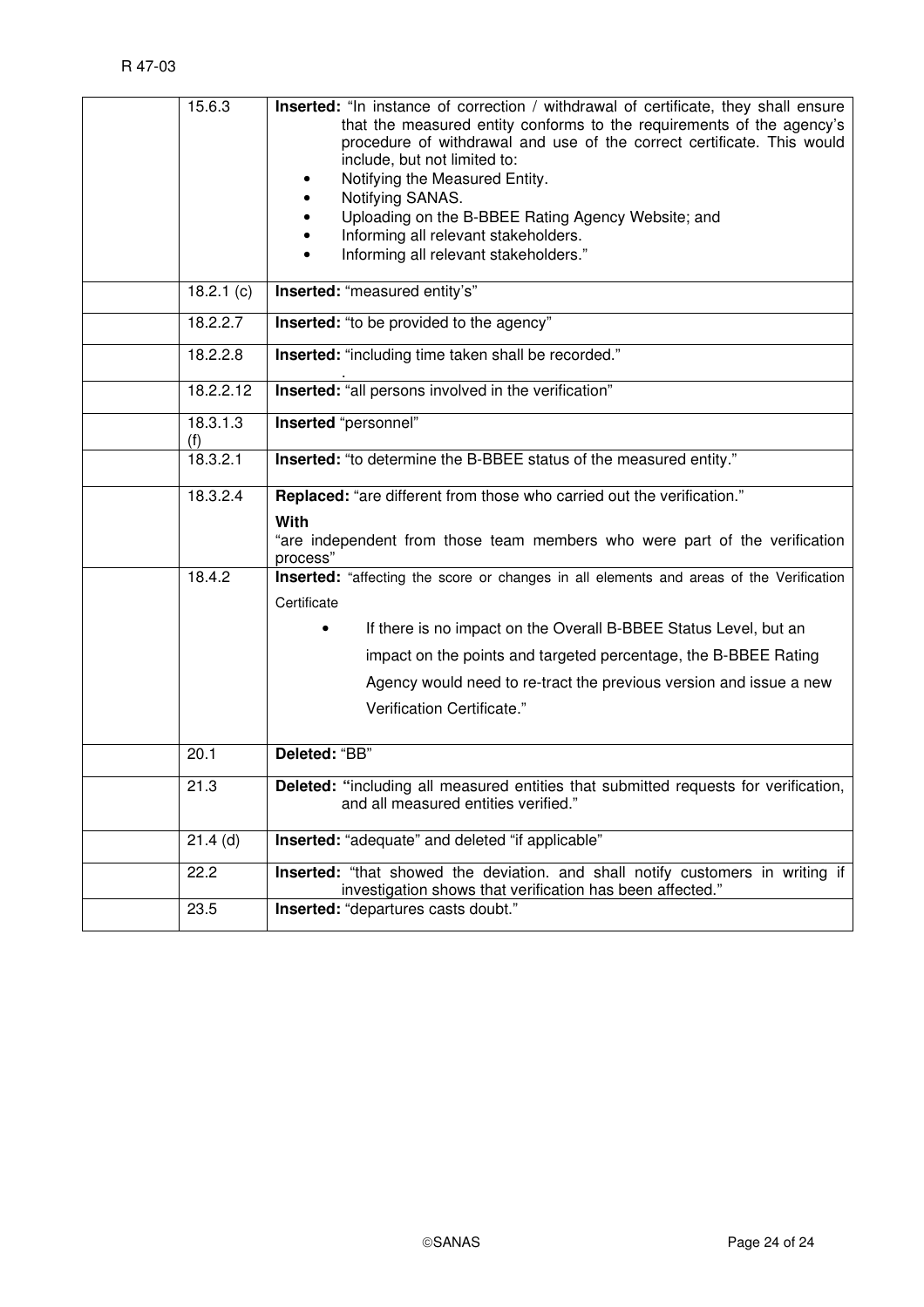| | | |
|---|---|---|
| | 15.6.3 | **Inserted:** "In instance of correction / withdrawal of certificate, they shall ensure that the measured entity conforms to the requirements of the agency's procedure of withdrawal and use of the correct certificate. This would include, but not limited to:<br>• Notifying the Measured Entity.<br>• Notifying SANAS.<br>• Uploading on the B-BBEE Rating Agency Website; and<br>• Informing all relevant stakeholders.<br>• Informing all relevant stakeholders." |
| | 18.2.1 (c) | **Inserted:** "measured entity's" |
| | 18.2.2.7 | **Inserted:** "to be provided to the agency" |
| | 18.2.2.8 | **Inserted:** "including time taken shall be recorded." |
| | 18.2.2.12 | **Inserted:** "all persons involved in the verification" |
| | 18.3.1.3 (f) | **Inserted** "personnel" |
| | 18.3.2.1 | **Inserted:** "to determine the B-BBEE status of the measured entity." |
| | 18.3.2.4 | **Replaced:** "are different from those who carried out the verification."<br>**With**<br>"are independent from those team members who were part of the verification process" |
| | 18.4.2 | **Inserted:** "affecting the score or changes in all elements and areas of the Verification Certificate<br>• If there is no impact on the Overall B-BBEE Status Level, but an impact on the points and targeted percentage, the B-BBEE Rating Agency would need to re-tract the previous version and issue a new Verification Certificate." |
| | 20.1 | **Deleted:** "BB" |
| | 21.3 | **Deleted:** "including all measured entities that submitted requests for verification, and all measured entities verified." |
| | 21.4 (d) | **Inserted:** "adequate" and deleted "if applicable" |
| | 22.2 | **Inserted:** "that showed the deviation. and shall notify customers in writing if investigation shows that verification has been affected." |
| | 23.5 | **Inserted:** "departures casts doubt." |